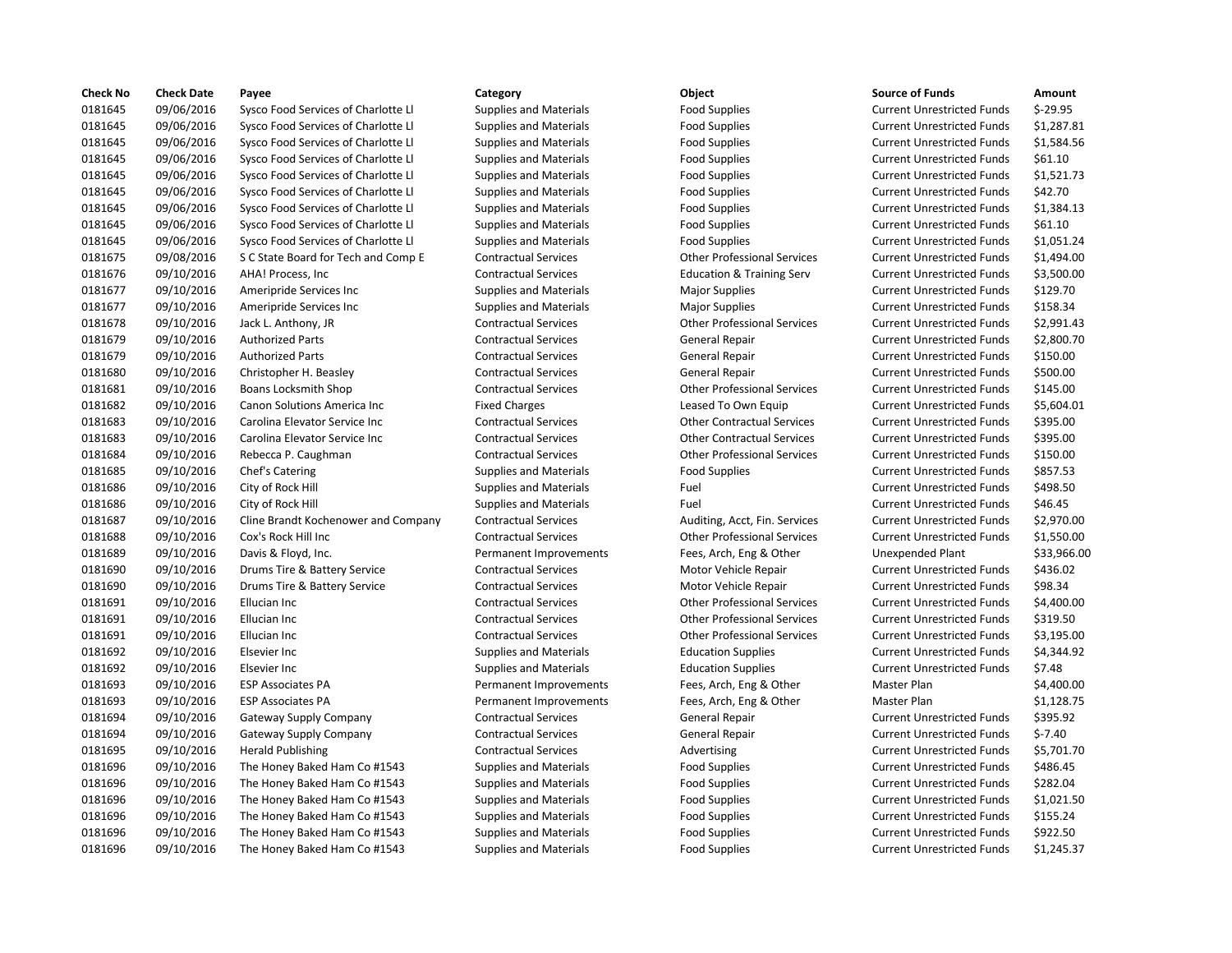| Check No | Check Date | Payee | Category | Object | Source of Funds | Amount |
|---|---|---|---|---|---|---|
| 0181645 | 09/06/2016 | Sysco Food Services of Charlotte Ll | Supplies and Materials | Food Supplies | Current Unrestricted Funds | $-29.95 |
| 0181645 | 09/06/2016 | Sysco Food Services of Charlotte Ll | Supplies and Materials | Food Supplies | Current Unrestricted Funds | $1,287.81 |
| 0181645 | 09/06/2016 | Sysco Food Services of Charlotte Ll | Supplies and Materials | Food Supplies | Current Unrestricted Funds | $1,584.56 |
| 0181645 | 09/06/2016 | Sysco Food Services of Charlotte Ll | Supplies and Materials | Food Supplies | Current Unrestricted Funds | $61.10 |
| 0181645 | 09/06/2016 | Sysco Food Services of Charlotte Ll | Supplies and Materials | Food Supplies | Current Unrestricted Funds | $1,521.73 |
| 0181645 | 09/06/2016 | Sysco Food Services of Charlotte Ll | Supplies and Materials | Food Supplies | Current Unrestricted Funds | $42.70 |
| 0181645 | 09/06/2016 | Sysco Food Services of Charlotte Ll | Supplies and Materials | Food Supplies | Current Unrestricted Funds | $1,384.13 |
| 0181645 | 09/06/2016 | Sysco Food Services of Charlotte Ll | Supplies and Materials | Food Supplies | Current Unrestricted Funds | $61.10 |
| 0181645 | 09/06/2016 | Sysco Food Services of Charlotte Ll | Supplies and Materials | Food Supplies | Current Unrestricted Funds | $1,051.24 |
| 0181675 | 09/08/2016 | S C State Board for Tech and Comp E | Contractual Services | Other Professional Services | Current Unrestricted Funds | $1,494.00 |
| 0181676 | 09/10/2016 | AHA! Process, Inc | Contractual Services | Education & Training Serv | Current Unrestricted Funds | $3,500.00 |
| 0181677 | 09/10/2016 | Ameripride Services Inc | Supplies and Materials | Major Supplies | Current Unrestricted Funds | $129.70 |
| 0181677 | 09/10/2016 | Ameripride Services Inc | Supplies and Materials | Major Supplies | Current Unrestricted Funds | $158.34 |
| 0181678 | 09/10/2016 | Jack L. Anthony, JR | Contractual Services | Other Professional Services | Current Unrestricted Funds | $2,991.43 |
| 0181679 | 09/10/2016 | Authorized Parts | Contractual Services | General Repair | Current Unrestricted Funds | $2,800.70 |
| 0181679 | 09/10/2016 | Authorized Parts | Contractual Services | General Repair | Current Unrestricted Funds | $150.00 |
| 0181680 | 09/10/2016 | Christopher H. Beasley | Contractual Services | General Repair | Current Unrestricted Funds | $500.00 |
| 0181681 | 09/10/2016 | Boans Locksmith Shop | Contractual Services | Other Professional Services | Current Unrestricted Funds | $145.00 |
| 0181682 | 09/10/2016 | Canon Solutions America Inc | Fixed Charges | Leased To Own Equip | Current Unrestricted Funds | $5,604.01 |
| 0181683 | 09/10/2016 | Carolina Elevator Service Inc | Contractual Services | Other Contractual Services | Current Unrestricted Funds | $395.00 |
| 0181683 | 09/10/2016 | Carolina Elevator Service Inc | Contractual Services | Other Contractual Services | Current Unrestricted Funds | $395.00 |
| 0181684 | 09/10/2016 | Rebecca P. Caughman | Contractual Services | Other Professional Services | Current Unrestricted Funds | $150.00 |
| 0181685 | 09/10/2016 | Chef's Catering | Supplies and Materials | Food Supplies | Current Unrestricted Funds | $857.53 |
| 0181686 | 09/10/2016 | City of Rock Hill | Supplies and Materials | Fuel | Current Unrestricted Funds | $498.50 |
| 0181686 | 09/10/2016 | City of Rock Hill | Supplies and Materials | Fuel | Current Unrestricted Funds | $46.45 |
| 0181687 | 09/10/2016 | Cline Brandt Kochenower and Company | Contractual Services | Auditing, Acct, Fin. Services | Current Unrestricted Funds | $2,970.00 |
| 0181688 | 09/10/2016 | Cox's Rock Hill Inc | Contractual Services | Other Professional Services | Current Unrestricted Funds | $1,550.00 |
| 0181689 | 09/10/2016 | Davis & Floyd, Inc. | Permanent Improvements | Fees, Arch, Eng & Other | Unexpended Plant | $33,966.00 |
| 0181690 | 09/10/2016 | Drums Tire & Battery Service | Contractual Services | Motor Vehicle Repair | Current Unrestricted Funds | $436.02 |
| 0181690 | 09/10/2016 | Drums Tire & Battery Service | Contractual Services | Motor Vehicle Repair | Current Unrestricted Funds | $98.34 |
| 0181691 | 09/10/2016 | Ellucian Inc | Contractual Services | Other Professional Services | Current Unrestricted Funds | $4,400.00 |
| 0181691 | 09/10/2016 | Ellucian Inc | Contractual Services | Other Professional Services | Current Unrestricted Funds | $319.50 |
| 0181691 | 09/10/2016 | Ellucian Inc | Contractual Services | Other Professional Services | Current Unrestricted Funds | $3,195.00 |
| 0181692 | 09/10/2016 | Elsevier Inc | Supplies and Materials | Education Supplies | Current Unrestricted Funds | $4,344.92 |
| 0181692 | 09/10/2016 | Elsevier Inc | Supplies and Materials | Education Supplies | Current Unrestricted Funds | $7.48 |
| 0181693 | 09/10/2016 | ESP Associates PA | Permanent Improvements | Fees, Arch, Eng & Other | Master Plan | $4,400.00 |
| 0181693 | 09/10/2016 | ESP Associates PA | Permanent Improvements | Fees, Arch, Eng & Other | Master Plan | $1,128.75 |
| 0181694 | 09/10/2016 | Gateway Supply Company | Contractual Services | General Repair | Current Unrestricted Funds | $395.92 |
| 0181694 | 09/10/2016 | Gateway Supply Company | Contractual Services | General Repair | Current Unrestricted Funds | $-7.40 |
| 0181695 | 09/10/2016 | Herald Publishing | Contractual Services | Advertising | Current Unrestricted Funds | $5,701.70 |
| 0181696 | 09/10/2016 | The Honey Baked Ham Co #1543 | Supplies and Materials | Food Supplies | Current Unrestricted Funds | $486.45 |
| 0181696 | 09/10/2016 | The Honey Baked Ham Co #1543 | Supplies and Materials | Food Supplies | Current Unrestricted Funds | $282.04 |
| 0181696 | 09/10/2016 | The Honey Baked Ham Co #1543 | Supplies and Materials | Food Supplies | Current Unrestricted Funds | $1,021.50 |
| 0181696 | 09/10/2016 | The Honey Baked Ham Co #1543 | Supplies and Materials | Food Supplies | Current Unrestricted Funds | $155.24 |
| 0181696 | 09/10/2016 | The Honey Baked Ham Co #1543 | Supplies and Materials | Food Supplies | Current Unrestricted Funds | $922.50 |
| 0181696 | 09/10/2016 | The Honey Baked Ham Co #1543 | Supplies and Materials | Food Supplies | Current Unrestricted Funds | $1,245.37 |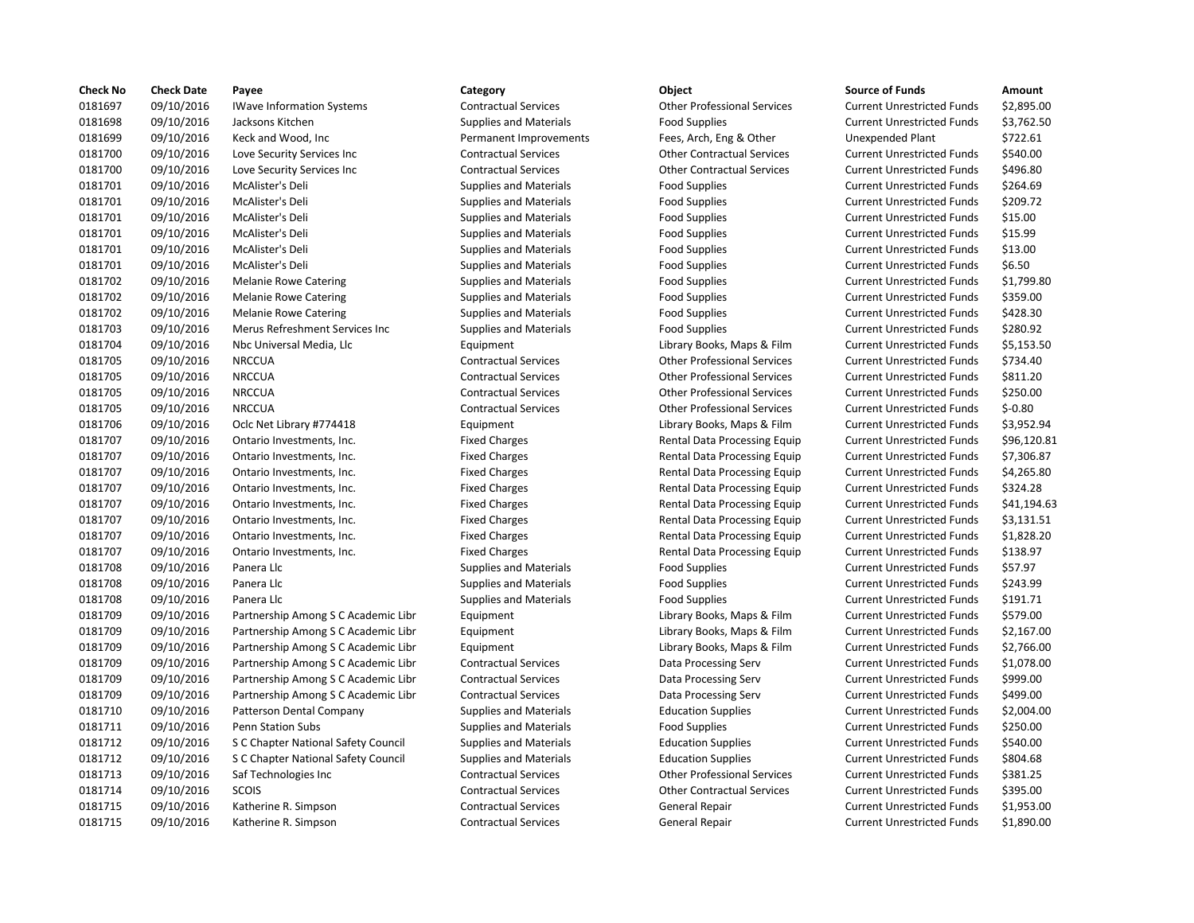| Check No | Check Date | Payee | Category | Object | Source of Funds | Amount |
|---|---|---|---|---|---|---|
| 0181697 | 09/10/2016 | IWave Information Systems | Contractual Services | Other Professional Services | Current Unrestricted Funds | $2,895.00 |
| 0181698 | 09/10/2016 | Jacksons Kitchen | Supplies and Materials | Food Supplies | Current Unrestricted Funds | $3,762.50 |
| 0181699 | 09/10/2016 | Keck and Wood, Inc | Permanent Improvements | Fees, Arch, Eng & Other | Unexpended Plant | $722.61 |
| 0181700 | 09/10/2016 | Love Security Services Inc | Contractual Services | Other Contractual Services | Current Unrestricted Funds | $540.00 |
| 0181700 | 09/10/2016 | Love Security Services Inc | Contractual Services | Other Contractual Services | Current Unrestricted Funds | $496.80 |
| 0181701 | 09/10/2016 | McAlister's Deli | Supplies and Materials | Food Supplies | Current Unrestricted Funds | $264.69 |
| 0181701 | 09/10/2016 | McAlister's Deli | Supplies and Materials | Food Supplies | Current Unrestricted Funds | $209.72 |
| 0181701 | 09/10/2016 | McAlister's Deli | Supplies and Materials | Food Supplies | Current Unrestricted Funds | $15.00 |
| 0181701 | 09/10/2016 | McAlister's Deli | Supplies and Materials | Food Supplies | Current Unrestricted Funds | $15.99 |
| 0181701 | 09/10/2016 | McAlister's Deli | Supplies and Materials | Food Supplies | Current Unrestricted Funds | $13.00 |
| 0181701 | 09/10/2016 | McAlister's Deli | Supplies and Materials | Food Supplies | Current Unrestricted Funds | $6.50 |
| 0181702 | 09/10/2016 | Melanie Rowe Catering | Supplies and Materials | Food Supplies | Current Unrestricted Funds | $1,799.80 |
| 0181702 | 09/10/2016 | Melanie Rowe Catering | Supplies and Materials | Food Supplies | Current Unrestricted Funds | $359.00 |
| 0181702 | 09/10/2016 | Melanie Rowe Catering | Supplies and Materials | Food Supplies | Current Unrestricted Funds | $428.30 |
| 0181703 | 09/10/2016 | Merus Refreshment Services Inc | Supplies and Materials | Food Supplies | Current Unrestricted Funds | $280.92 |
| 0181704 | 09/10/2016 | Nbc Universal Media, Llc | Equipment | Library Books, Maps & Film | Current Unrestricted Funds | $5,153.50 |
| 0181705 | 09/10/2016 | NRCCUA | Contractual Services | Other Professional Services | Current Unrestricted Funds | $734.40 |
| 0181705 | 09/10/2016 | NRCCUA | Contractual Services | Other Professional Services | Current Unrestricted Funds | $811.20 |
| 0181705 | 09/10/2016 | NRCCUA | Contractual Services | Other Professional Services | Current Unrestricted Funds | $250.00 |
| 0181705 | 09/10/2016 | NRCCUA | Contractual Services | Other Professional Services | Current Unrestricted Funds | $-0.80 |
| 0181706 | 09/10/2016 | Oclc Net Library #774418 | Equipment | Library Books, Maps & Film | Current Unrestricted Funds | $3,952.94 |
| 0181707 | 09/10/2016 | Ontario Investments, Inc. | Fixed Charges | Rental Data Processing Equip | Current Unrestricted Funds | $96,120.81 |
| 0181707 | 09/10/2016 | Ontario Investments, Inc. | Fixed Charges | Rental Data Processing Equip | Current Unrestricted Funds | $7,306.87 |
| 0181707 | 09/10/2016 | Ontario Investments, Inc. | Fixed Charges | Rental Data Processing Equip | Current Unrestricted Funds | $4,265.80 |
| 0181707 | 09/10/2016 | Ontario Investments, Inc. | Fixed Charges | Rental Data Processing Equip | Current Unrestricted Funds | $324.28 |
| 0181707 | 09/10/2016 | Ontario Investments, Inc. | Fixed Charges | Rental Data Processing Equip | Current Unrestricted Funds | $41,194.63 |
| 0181707 | 09/10/2016 | Ontario Investments, Inc. | Fixed Charges | Rental Data Processing Equip | Current Unrestricted Funds | $3,131.51 |
| 0181707 | 09/10/2016 | Ontario Investments, Inc. | Fixed Charges | Rental Data Processing Equip | Current Unrestricted Funds | $1,828.20 |
| 0181707 | 09/10/2016 | Ontario Investments, Inc. | Fixed Charges | Rental Data Processing Equip | Current Unrestricted Funds | $138.97 |
| 0181708 | 09/10/2016 | Panera Llc | Supplies and Materials | Food Supplies | Current Unrestricted Funds | $57.97 |
| 0181708 | 09/10/2016 | Panera Llc | Supplies and Materials | Food Supplies | Current Unrestricted Funds | $243.99 |
| 0181708 | 09/10/2016 | Panera Llc | Supplies and Materials | Food Supplies | Current Unrestricted Funds | $191.71 |
| 0181709 | 09/10/2016 | Partnership Among S C Academic Libr | Equipment | Library Books, Maps & Film | Current Unrestricted Funds | $579.00 |
| 0181709 | 09/10/2016 | Partnership Among S C Academic Libr | Equipment | Library Books, Maps & Film | Current Unrestricted Funds | $2,167.00 |
| 0181709 | 09/10/2016 | Partnership Among S C Academic Libr | Equipment | Library Books, Maps & Film | Current Unrestricted Funds | $2,766.00 |
| 0181709 | 09/10/2016 | Partnership Among S C Academic Libr | Contractual Services | Data Processing Serv | Current Unrestricted Funds | $1,078.00 |
| 0181709 | 09/10/2016 | Partnership Among S C Academic Libr | Contractual Services | Data Processing Serv | Current Unrestricted Funds | $999.00 |
| 0181709 | 09/10/2016 | Partnership Among S C Academic Libr | Contractual Services | Data Processing Serv | Current Unrestricted Funds | $499.00 |
| 0181710 | 09/10/2016 | Patterson Dental Company | Supplies and Materials | Education Supplies | Current Unrestricted Funds | $2,004.00 |
| 0181711 | 09/10/2016 | Penn Station Subs | Supplies and Materials | Food Supplies | Current Unrestricted Funds | $250.00 |
| 0181712 | 09/10/2016 | S C Chapter National Safety Council | Supplies and Materials | Education Supplies | Current Unrestricted Funds | $540.00 |
| 0181712 | 09/10/2016 | S C Chapter National Safety Council | Supplies and Materials | Education Supplies | Current Unrestricted Funds | $804.68 |
| 0181713 | 09/10/2016 | Saf Technologies Inc | Contractual Services | Other Professional Services | Current Unrestricted Funds | $381.25 |
| 0181714 | 09/10/2016 | SCOIS | Contractual Services | Other Contractual Services | Current Unrestricted Funds | $395.00 |
| 0181715 | 09/10/2016 | Katherine R. Simpson | Contractual Services | General Repair | Current Unrestricted Funds | $1,953.00 |
| 0181715 | 09/10/2016 | Katherine R. Simpson | Contractual Services | General Repair | Current Unrestricted Funds | $1,890.00 |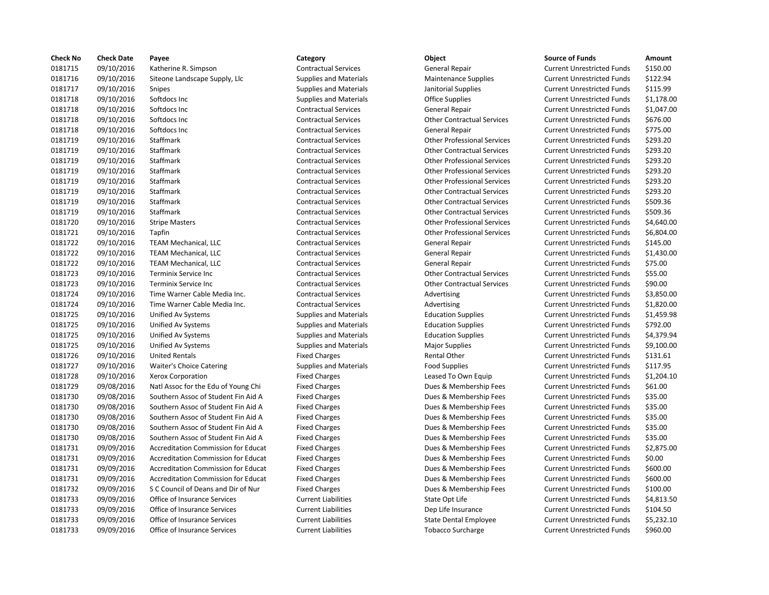| Check No | Check Date | Payee | Category | Object | Source of Funds | Amount |
|---|---|---|---|---|---|---|
| 0181715 | 09/10/2016 | Katherine R. Simpson | Contractual Services | General Repair | Current Unrestricted Funds | $150.00 |
| 0181716 | 09/10/2016 | Siteone Landscape Supply, Llc | Supplies and Materials | Maintenance Supplies | Current Unrestricted Funds | $122.94 |
| 0181717 | 09/10/2016 | Snipes | Supplies and Materials | Janitorial Supplies | Current Unrestricted Funds | $115.99 |
| 0181718 | 09/10/2016 | Softdocs Inc | Supplies and Materials | Office Supplies | Current Unrestricted Funds | $1,178.00 |
| 0181718 | 09/10/2016 | Softdocs Inc | Contractual Services | General Repair | Current Unrestricted Funds | $1,047.00 |
| 0181718 | 09/10/2016 | Softdocs Inc | Contractual Services | Other Contractual Services | Current Unrestricted Funds | $676.00 |
| 0181718 | 09/10/2016 | Softdocs Inc | Contractual Services | General Repair | Current Unrestricted Funds | $775.00 |
| 0181719 | 09/10/2016 | Staffmark | Contractual Services | Other Professional Services | Current Unrestricted Funds | $293.20 |
| 0181719 | 09/10/2016 | Staffmark | Contractual Services | Other Contractual Services | Current Unrestricted Funds | $293.20 |
| 0181719 | 09/10/2016 | Staffmark | Contractual Services | Other Professional Services | Current Unrestricted Funds | $293.20 |
| 0181719 | 09/10/2016 | Staffmark | Contractual Services | Other Professional Services | Current Unrestricted Funds | $293.20 |
| 0181719 | 09/10/2016 | Staffmark | Contractual Services | Other Professional Services | Current Unrestricted Funds | $293.20 |
| 0181719 | 09/10/2016 | Staffmark | Contractual Services | Other Contractual Services | Current Unrestricted Funds | $293.20 |
| 0181719 | 09/10/2016 | Staffmark | Contractual Services | Other Contractual Services | Current Unrestricted Funds | $509.36 |
| 0181719 | 09/10/2016 | Staffmark | Contractual Services | Other Contractual Services | Current Unrestricted Funds | $509.36 |
| 0181720 | 09/10/2016 | Stripe Masters | Contractual Services | Other Professional Services | Current Unrestricted Funds | $4,640.00 |
| 0181721 | 09/10/2016 | Tapfin | Contractual Services | Other Professional Services | Current Unrestricted Funds | $6,804.00 |
| 0181722 | 09/10/2016 | TEAM Mechanical, LLC | Contractual Services | General Repair | Current Unrestricted Funds | $145.00 |
| 0181722 | 09/10/2016 | TEAM Mechanical, LLC | Contractual Services | General Repair | Current Unrestricted Funds | $1,430.00 |
| 0181722 | 09/10/2016 | TEAM Mechanical, LLC | Contractual Services | General Repair | Current Unrestricted Funds | $75.00 |
| 0181723 | 09/10/2016 | Terminix Service Inc | Contractual Services | Other Contractual Services | Current Unrestricted Funds | $55.00 |
| 0181723 | 09/10/2016 | Terminix Service Inc | Contractual Services | Other Contractual Services | Current Unrestricted Funds | $90.00 |
| 0181724 | 09/10/2016 | Time Warner Cable Media Inc. | Contractual Services | Advertising | Current Unrestricted Funds | $3,850.00 |
| 0181724 | 09/10/2016 | Time Warner Cable Media Inc. | Contractual Services | Advertising | Current Unrestricted Funds | $1,820.00 |
| 0181725 | 09/10/2016 | Unified Av Systems | Supplies and Materials | Education Supplies | Current Unrestricted Funds | $1,459.98 |
| 0181725 | 09/10/2016 | Unified Av Systems | Supplies and Materials | Education Supplies | Current Unrestricted Funds | $792.00 |
| 0181725 | 09/10/2016 | Unified Av Systems | Supplies and Materials | Education Supplies | Current Unrestricted Funds | $4,379.94 |
| 0181725 | 09/10/2016 | Unified Av Systems | Supplies and Materials | Major Supplies | Current Unrestricted Funds | $9,100.00 |
| 0181726 | 09/10/2016 | United Rentals | Fixed Charges | Rental Other | Current Unrestricted Funds | $131.61 |
| 0181727 | 09/10/2016 | Waiter's Choice Catering | Supplies and Materials | Food Supplies | Current Unrestricted Funds | $117.95 |
| 0181728 | 09/10/2016 | Xerox Corporation | Fixed Charges | Leased To Own Equip | Current Unrestricted Funds | $1,204.10 |
| 0181729 | 09/08/2016 | Natl Assoc for the Edu of Young Chi | Fixed Charges | Dues & Membership Fees | Current Unrestricted Funds | $61.00 |
| 0181730 | 09/08/2016 | Southern Assoc of Student Fin Aid A | Fixed Charges | Dues & Membership Fees | Current Unrestricted Funds | $35.00 |
| 0181730 | 09/08/2016 | Southern Assoc of Student Fin Aid A | Fixed Charges | Dues & Membership Fees | Current Unrestricted Funds | $35.00 |
| 0181730 | 09/08/2016 | Southern Assoc of Student Fin Aid A | Fixed Charges | Dues & Membership Fees | Current Unrestricted Funds | $35.00 |
| 0181730 | 09/08/2016 | Southern Assoc of Student Fin Aid A | Fixed Charges | Dues & Membership Fees | Current Unrestricted Funds | $35.00 |
| 0181730 | 09/08/2016 | Southern Assoc of Student Fin Aid A | Fixed Charges | Dues & Membership Fees | Current Unrestricted Funds | $35.00 |
| 0181731 | 09/09/2016 | Accreditation Commission for Educat | Fixed Charges | Dues & Membership Fees | Current Unrestricted Funds | $2,875.00 |
| 0181731 | 09/09/2016 | Accreditation Commission for Educat | Fixed Charges | Dues & Membership Fees | Current Unrestricted Funds | $0.00 |
| 0181731 | 09/09/2016 | Accreditation Commission for Educat | Fixed Charges | Dues & Membership Fees | Current Unrestricted Funds | $600.00 |
| 0181731 | 09/09/2016 | Accreditation Commission for Educat | Fixed Charges | Dues & Membership Fees | Current Unrestricted Funds | $600.00 |
| 0181732 | 09/09/2016 | S C Council of Deans and Dir of Nur | Fixed Charges | Dues & Membership Fees | Current Unrestricted Funds | $100.00 |
| 0181733 | 09/09/2016 | Office of Insurance Services | Current Liabilities | State Opt Life | Current Unrestricted Funds | $4,813.50 |
| 0181733 | 09/09/2016 | Office of Insurance Services | Current Liabilities | Dep Life Insurance | Current Unrestricted Funds | $104.50 |
| 0181733 | 09/09/2016 | Office of Insurance Services | Current Liabilities | State Dental Employee | Current Unrestricted Funds | $5,232.10 |
| 0181733 | 09/09/2016 | Office of Insurance Services | Current Liabilities | Tobacco Surcharge | Current Unrestricted Funds | $960.00 |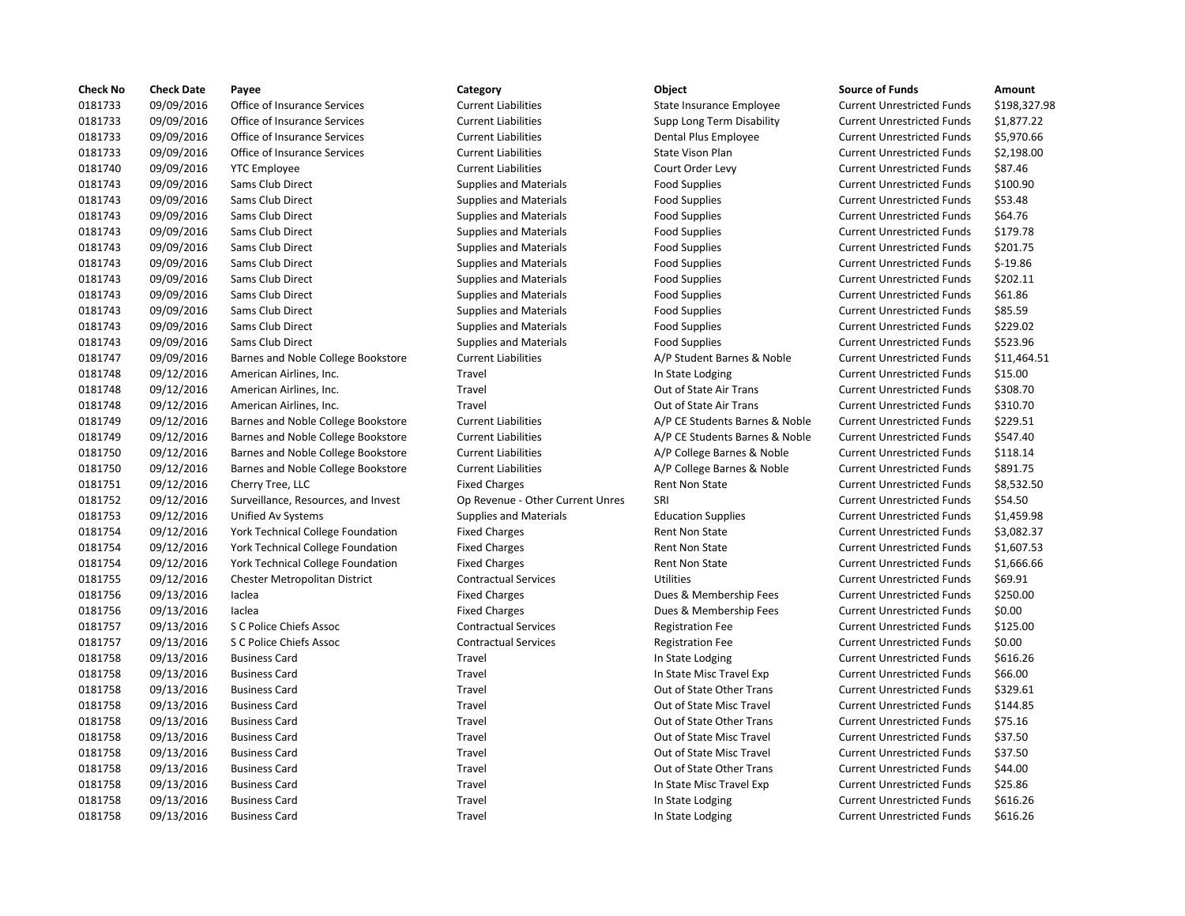| Check No | Check Date | Payee | Category | Object | Source of Funds | Amount |
|---|---|---|---|---|---|---|
| 0181733 | 09/09/2016 | Office of Insurance Services | Current Liabilities | State Insurance Employee | Current Unrestricted Funds | $198,327.98 |
| 0181733 | 09/09/2016 | Office of Insurance Services | Current Liabilities | Supp Long Term Disability | Current Unrestricted Funds | $1,877.22 |
| 0181733 | 09/09/2016 | Office of Insurance Services | Current Liabilities | Dental Plus Employee | Current Unrestricted Funds | $5,970.66 |
| 0181733 | 09/09/2016 | Office of Insurance Services | Current Liabilities | State Vison Plan | Current Unrestricted Funds | $2,198.00 |
| 0181740 | 09/09/2016 | YTC Employee | Current Liabilities | Court Order Levy | Current Unrestricted Funds | $87.46 |
| 0181743 | 09/09/2016 | Sams Club Direct | Supplies and Materials | Food Supplies | Current Unrestricted Funds | $100.90 |
| 0181743 | 09/09/2016 | Sams Club Direct | Supplies and Materials | Food Supplies | Current Unrestricted Funds | $53.48 |
| 0181743 | 09/09/2016 | Sams Club Direct | Supplies and Materials | Food Supplies | Current Unrestricted Funds | $64.76 |
| 0181743 | 09/09/2016 | Sams Club Direct | Supplies and Materials | Food Supplies | Current Unrestricted Funds | $179.78 |
| 0181743 | 09/09/2016 | Sams Club Direct | Supplies and Materials | Food Supplies | Current Unrestricted Funds | $201.75 |
| 0181743 | 09/09/2016 | Sams Club Direct | Supplies and Materials | Food Supplies | Current Unrestricted Funds | $-19.86 |
| 0181743 | 09/09/2016 | Sams Club Direct | Supplies and Materials | Food Supplies | Current Unrestricted Funds | $202.11 |
| 0181743 | 09/09/2016 | Sams Club Direct | Supplies and Materials | Food Supplies | Current Unrestricted Funds | $61.86 |
| 0181743 | 09/09/2016 | Sams Club Direct | Supplies and Materials | Food Supplies | Current Unrestricted Funds | $85.59 |
| 0181743 | 09/09/2016 | Sams Club Direct | Supplies and Materials | Food Supplies | Current Unrestricted Funds | $229.02 |
| 0181743 | 09/09/2016 | Sams Club Direct | Supplies and Materials | Food Supplies | Current Unrestricted Funds | $523.96 |
| 0181747 | 09/09/2016 | Barnes and Noble College Bookstore | Current Liabilities | A/P Student Barnes & Noble | Current Unrestricted Funds | $11,464.51 |
| 0181748 | 09/12/2016 | American Airlines, Inc. | Travel | In State Lodging | Current Unrestricted Funds | $15.00 |
| 0181748 | 09/12/2016 | American Airlines, Inc. | Travel | Out of State Air Trans | Current Unrestricted Funds | $308.70 |
| 0181748 | 09/12/2016 | American Airlines, Inc. | Travel | Out of State Air Trans | Current Unrestricted Funds | $310.70 |
| 0181749 | 09/12/2016 | Barnes and Noble College Bookstore | Current Liabilities | A/P CE Students Barnes & Noble | Current Unrestricted Funds | $229.51 |
| 0181749 | 09/12/2016 | Barnes and Noble College Bookstore | Current Liabilities | A/P CE Students Barnes & Noble | Current Unrestricted Funds | $547.40 |
| 0181750 | 09/12/2016 | Barnes and Noble College Bookstore | Current Liabilities | A/P College Barnes & Noble | Current Unrestricted Funds | $118.14 |
| 0181750 | 09/12/2016 | Barnes and Noble College Bookstore | Current Liabilities | A/P College Barnes & Noble | Current Unrestricted Funds | $891.75 |
| 0181751 | 09/12/2016 | Cherry Tree, LLC | Fixed Charges | Rent Non State | Current Unrestricted Funds | $8,532.50 |
| 0181752 | 09/12/2016 | Surveillance, Resources, and Invest | Op Revenue - Other Current Unres | SRI | Current Unrestricted Funds | $54.50 |
| 0181753 | 09/12/2016 | Unified Av Systems | Supplies and Materials | Education Supplies | Current Unrestricted Funds | $1,459.98 |
| 0181754 | 09/12/2016 | York Technical College Foundation | Fixed Charges | Rent Non State | Current Unrestricted Funds | $3,082.37 |
| 0181754 | 09/12/2016 | York Technical College Foundation | Fixed Charges | Rent Non State | Current Unrestricted Funds | $1,607.53 |
| 0181754 | 09/12/2016 | York Technical College Foundation | Fixed Charges | Rent Non State | Current Unrestricted Funds | $1,666.66 |
| 0181755 | 09/12/2016 | Chester Metropolitan District | Contractual Services | Utilities | Current Unrestricted Funds | $69.91 |
| 0181756 | 09/13/2016 | Iaclea | Fixed Charges | Dues & Membership Fees | Current Unrestricted Funds | $250.00 |
| 0181756 | 09/13/2016 | Iaclea | Fixed Charges | Dues & Membership Fees | Current Unrestricted Funds | $0.00 |
| 0181757 | 09/13/2016 | S C Police Chiefs Assoc | Contractual Services | Registration Fee | Current Unrestricted Funds | $125.00 |
| 0181757 | 09/13/2016 | S C Police Chiefs Assoc | Contractual Services | Registration Fee | Current Unrestricted Funds | $0.00 |
| 0181758 | 09/13/2016 | Business Card | Travel | In State Lodging | Current Unrestricted Funds | $616.26 |
| 0181758 | 09/13/2016 | Business Card | Travel | In State Misc Travel Exp | Current Unrestricted Funds | $66.00 |
| 0181758 | 09/13/2016 | Business Card | Travel | Out of State Other Trans | Current Unrestricted Funds | $329.61 |
| 0181758 | 09/13/2016 | Business Card | Travel | Out of State Misc Travel | Current Unrestricted Funds | $144.85 |
| 0181758 | 09/13/2016 | Business Card | Travel | Out of State Other Trans | Current Unrestricted Funds | $75.16 |
| 0181758 | 09/13/2016 | Business Card | Travel | Out of State Misc Travel | Current Unrestricted Funds | $37.50 |
| 0181758 | 09/13/2016 | Business Card | Travel | Out of State Misc Travel | Current Unrestricted Funds | $37.50 |
| 0181758 | 09/13/2016 | Business Card | Travel | Out of State Other Trans | Current Unrestricted Funds | $44.00 |
| 0181758 | 09/13/2016 | Business Card | Travel | In State Misc Travel Exp | Current Unrestricted Funds | $25.86 |
| 0181758 | 09/13/2016 | Business Card | Travel | In State Lodging | Current Unrestricted Funds | $616.26 |
| 0181758 | 09/13/2016 | Business Card | Travel | In State Lodging | Current Unrestricted Funds | $616.26 |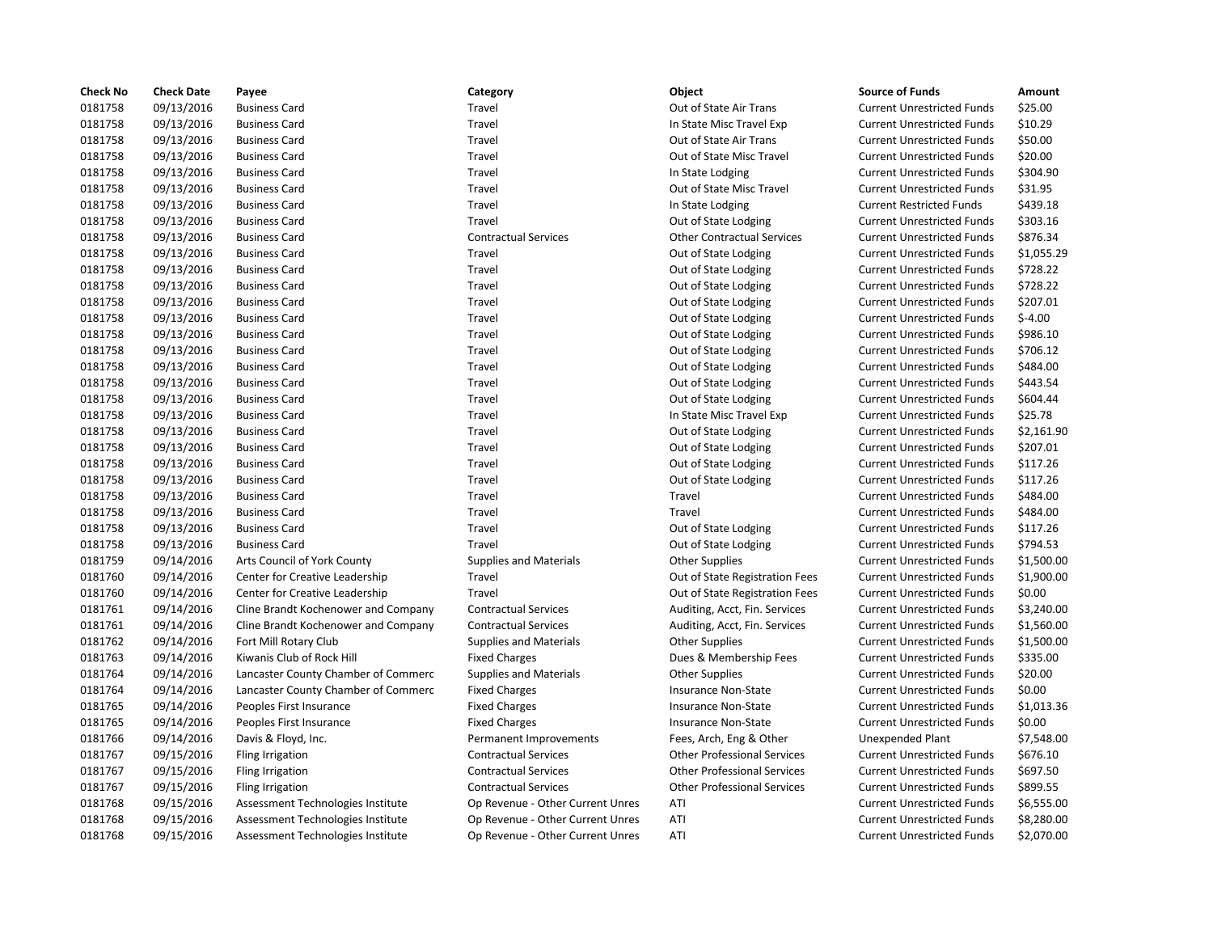| Check No | Check Date | Payee | Category | Object | Source of Funds | Amount |
|---|---|---|---|---|---|---|
| 0181758 | 09/13/2016 | Business Card | Travel | Out of State Air Trans | Current Unrestricted Funds | $25.00 |
| 0181758 | 09/13/2016 | Business Card | Travel | In State Misc Travel Exp | Current Unrestricted Funds | $10.29 |
| 0181758 | 09/13/2016 | Business Card | Travel | Out of State Air Trans | Current Unrestricted Funds | $50.00 |
| 0181758 | 09/13/2016 | Business Card | Travel | Out of State Misc Travel | Current Unrestricted Funds | $20.00 |
| 0181758 | 09/13/2016 | Business Card | Travel | In State Lodging | Current Unrestricted Funds | $304.90 |
| 0181758 | 09/13/2016 | Business Card | Travel | Out of State Misc Travel | Current Unrestricted Funds | $31.95 |
| 0181758 | 09/13/2016 | Business Card | Travel | In State Lodging | Current Restricted Funds | $439.18 |
| 0181758 | 09/13/2016 | Business Card | Travel | Out of State Lodging | Current Unrestricted Funds | $303.16 |
| 0181758 | 09/13/2016 | Business Card | Contractual Services | Other Contractual Services | Current Unrestricted Funds | $876.34 |
| 0181758 | 09/13/2016 | Business Card | Travel | Out of State Lodging | Current Unrestricted Funds | $1,055.29 |
| 0181758 | 09/13/2016 | Business Card | Travel | Out of State Lodging | Current Unrestricted Funds | $728.22 |
| 0181758 | 09/13/2016 | Business Card | Travel | Out of State Lodging | Current Unrestricted Funds | $728.22 |
| 0181758 | 09/13/2016 | Business Card | Travel | Out of State Lodging | Current Unrestricted Funds | $207.01 |
| 0181758 | 09/13/2016 | Business Card | Travel | Out of State Lodging | Current Unrestricted Funds | $-4.00 |
| 0181758 | 09/13/2016 | Business Card | Travel | Out of State Lodging | Current Unrestricted Funds | $986.10 |
| 0181758 | 09/13/2016 | Business Card | Travel | Out of State Lodging | Current Unrestricted Funds | $706.12 |
| 0181758 | 09/13/2016 | Business Card | Travel | Out of State Lodging | Current Unrestricted Funds | $484.00 |
| 0181758 | 09/13/2016 | Business Card | Travel | Out of State Lodging | Current Unrestricted Funds | $443.54 |
| 0181758 | 09/13/2016 | Business Card | Travel | Out of State Lodging | Current Unrestricted Funds | $604.44 |
| 0181758 | 09/13/2016 | Business Card | Travel | In State Misc Travel Exp | Current Unrestricted Funds | $25.78 |
| 0181758 | 09/13/2016 | Business Card | Travel | Out of State Lodging | Current Unrestricted Funds | $2,161.90 |
| 0181758 | 09/13/2016 | Business Card | Travel | Out of State Lodging | Current Unrestricted Funds | $207.01 |
| 0181758 | 09/13/2016 | Business Card | Travel | Out of State Lodging | Current Unrestricted Funds | $117.26 |
| 0181758 | 09/13/2016 | Business Card | Travel | Out of State Lodging | Current Unrestricted Funds | $117.26 |
| 0181758 | 09/13/2016 | Business Card | Travel | Travel | Current Unrestricted Funds | $484.00 |
| 0181758 | 09/13/2016 | Business Card | Travel | Travel | Current Unrestricted Funds | $484.00 |
| 0181758 | 09/13/2016 | Business Card | Travel | Out of State Lodging | Current Unrestricted Funds | $117.26 |
| 0181758 | 09/13/2016 | Business Card | Travel | Out of State Lodging | Current Unrestricted Funds | $794.53 |
| 0181759 | 09/14/2016 | Arts Council of York County | Supplies and Materials | Other Supplies | Current Unrestricted Funds | $1,500.00 |
| 0181760 | 09/14/2016 | Center for Creative Leadership | Travel | Out of State Registration Fees | Current Unrestricted Funds | $1,900.00 |
| 0181760 | 09/14/2016 | Center for Creative Leadership | Travel | Out of State Registration Fees | Current Unrestricted Funds | $0.00 |
| 0181761 | 09/14/2016 | Cline Brandt Kochenower and Company | Contractual Services | Auditing, Acct, Fin. Services | Current Unrestricted Funds | $3,240.00 |
| 0181761 | 09/14/2016 | Cline Brandt Kochenower and Company | Contractual Services | Auditing, Acct, Fin. Services | Current Unrestricted Funds | $1,560.00 |
| 0181762 | 09/14/2016 | Fort Mill Rotary Club | Supplies and Materials | Other Supplies | Current Unrestricted Funds | $1,500.00 |
| 0181763 | 09/14/2016 | Kiwanis Club of Rock Hill | Fixed Charges | Dues & Membership Fees | Current Unrestricted Funds | $335.00 |
| 0181764 | 09/14/2016 | Lancaster County Chamber of Commerc | Supplies and Materials | Other Supplies | Current Unrestricted Funds | $20.00 |
| 0181764 | 09/14/2016 | Lancaster County Chamber of Commerc | Fixed Charges | Insurance Non-State | Current Unrestricted Funds | $0.00 |
| 0181765 | 09/14/2016 | Peoples First Insurance | Fixed Charges | Insurance Non-State | Current Unrestricted Funds | $1,013.36 |
| 0181765 | 09/14/2016 | Peoples First Insurance | Fixed Charges | Insurance Non-State | Current Unrestricted Funds | $0.00 |
| 0181766 | 09/14/2016 | Davis & Floyd, Inc. | Permanent Improvements | Fees, Arch, Eng & Other | Unexpended Plant | $7,548.00 |
| 0181767 | 09/15/2016 | Fling Irrigation | Contractual Services | Other Professional Services | Current Unrestricted Funds | $676.10 |
| 0181767 | 09/15/2016 | Fling Irrigation | Contractual Services | Other Professional Services | Current Unrestricted Funds | $697.50 |
| 0181767 | 09/15/2016 | Fling Irrigation | Contractual Services | Other Professional Services | Current Unrestricted Funds | $899.55 |
| 0181768 | 09/15/2016 | Assessment Technologies Institute | Op Revenue - Other Current Unres | ATI | Current Unrestricted Funds | $6,555.00 |
| 0181768 | 09/15/2016 | Assessment Technologies Institute | Op Revenue - Other Current Unres | ATI | Current Unrestricted Funds | $8,280.00 |
| 0181768 | 09/15/2016 | Assessment Technologies Institute | Op Revenue - Other Current Unres | ATI | Current Unrestricted Funds | $2,070.00 |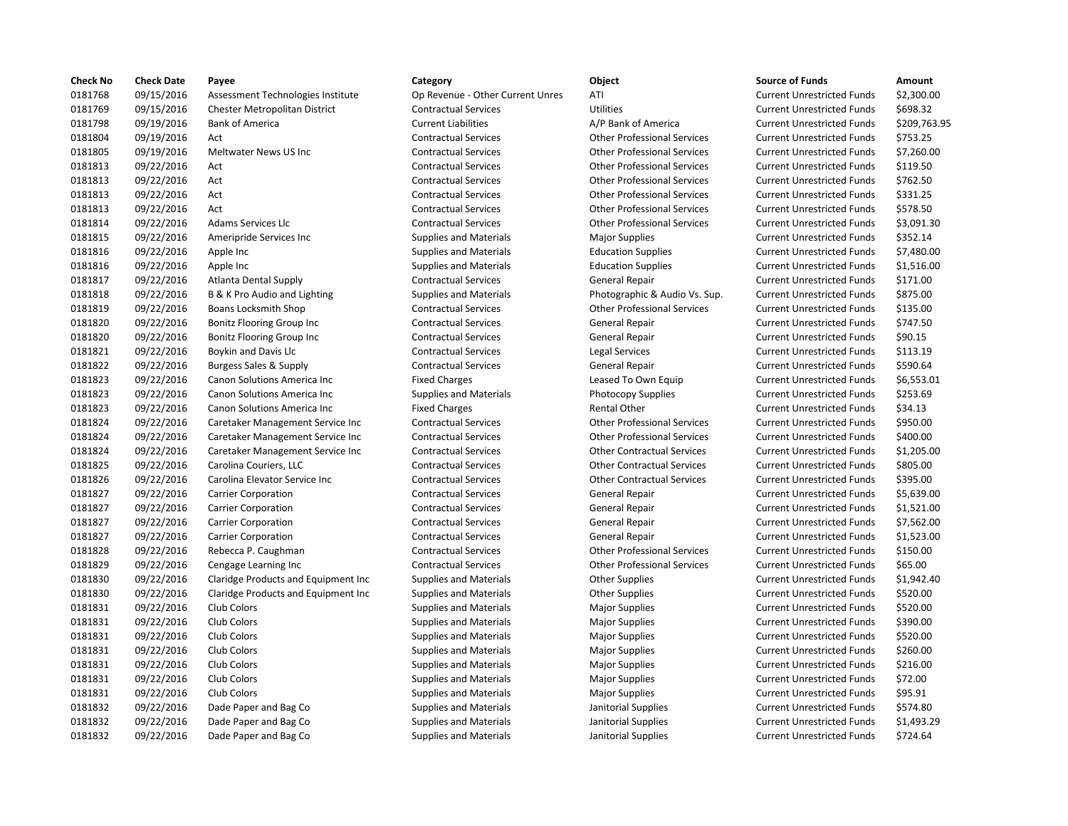| Check No | Check Date | Payee | Category | Object | Source of Funds | Amount |
|---|---|---|---|---|---|---|
| 0181768 | 09/15/2016 | Assessment Technologies Institute | Op Revenue - Other Current Unres | ATI | Current Unrestricted Funds | $2,300.00 |
| 0181769 | 09/15/2016 | Chester Metropolitan District | Contractual Services | Utilities | Current Unrestricted Funds | $698.32 |
| 0181798 | 09/19/2016 | Bank of America | Current Liabilities | A/P Bank of America | Current Unrestricted Funds | $209,763.95 |
| 0181804 | 09/19/2016 | Act | Contractual Services | Other Professional Services | Current Unrestricted Funds | $753.25 |
| 0181805 | 09/19/2016 | Meltwater News US Inc | Contractual Services | Other Professional Services | Current Unrestricted Funds | $7,260.00 |
| 0181813 | 09/22/2016 | Act | Contractual Services | Other Professional Services | Current Unrestricted Funds | $119.50 |
| 0181813 | 09/22/2016 | Act | Contractual Services | Other Professional Services | Current Unrestricted Funds | $762.50 |
| 0181813 | 09/22/2016 | Act | Contractual Services | Other Professional Services | Current Unrestricted Funds | $331.25 |
| 0181813 | 09/22/2016 | Act | Contractual Services | Other Professional Services | Current Unrestricted Funds | $578.50 |
| 0181814 | 09/22/2016 | Adams Services Llc | Contractual Services | Other Professional Services | Current Unrestricted Funds | $3,091.30 |
| 0181815 | 09/22/2016 | Ameripride Services Inc | Supplies and Materials | Major Supplies | Current Unrestricted Funds | $352.14 |
| 0181816 | 09/22/2016 | Apple Inc | Supplies and Materials | Education Supplies | Current Unrestricted Funds | $7,480.00 |
| 0181816 | 09/22/2016 | Apple Inc | Supplies and Materials | Education Supplies | Current Unrestricted Funds | $1,516.00 |
| 0181817 | 09/22/2016 | Atlanta Dental Supply | Contractual Services | General Repair | Current Unrestricted Funds | $171.00 |
| 0181818 | 09/22/2016 | B & K Pro Audio and Lighting | Supplies and Materials | Photographic & Audio Vs. Sup. | Current Unrestricted Funds | $875.00 |
| 0181819 | 09/22/2016 | Boans Locksmith Shop | Contractual Services | Other Professional Services | Current Unrestricted Funds | $135.00 |
| 0181820 | 09/22/2016 | Bonitz Flooring Group Inc | Contractual Services | General Repair | Current Unrestricted Funds | $747.50 |
| 0181820 | 09/22/2016 | Bonitz Flooring Group Inc | Contractual Services | General Repair | Current Unrestricted Funds | $90.15 |
| 0181821 | 09/22/2016 | Boykin and Davis Llc | Contractual Services | Legal Services | Current Unrestricted Funds | $113.19 |
| 0181822 | 09/22/2016 | Burgess Sales & Supply | Contractual Services | General Repair | Current Unrestricted Funds | $590.64 |
| 0181823 | 09/22/2016 | Canon Solutions America Inc | Fixed Charges | Leased To Own Equip | Current Unrestricted Funds | $6,553.01 |
| 0181823 | 09/22/2016 | Canon Solutions America Inc | Supplies and Materials | Photocopy Supplies | Current Unrestricted Funds | $253.69 |
| 0181823 | 09/22/2016 | Canon Solutions America Inc | Fixed Charges | Rental Other | Current Unrestricted Funds | $34.13 |
| 0181824 | 09/22/2016 | Caretaker Management Service Inc | Contractual Services | Other Professional Services | Current Unrestricted Funds | $950.00 |
| 0181824 | 09/22/2016 | Caretaker Management Service Inc | Contractual Services | Other Professional Services | Current Unrestricted Funds | $400.00 |
| 0181824 | 09/22/2016 | Caretaker Management Service Inc | Contractual Services | Other Contractual Services | Current Unrestricted Funds | $1,205.00 |
| 0181825 | 09/22/2016 | Carolina Couriers, LLC | Contractual Services | Other Contractual Services | Current Unrestricted Funds | $805.00 |
| 0181826 | 09/22/2016 | Carolina Elevator Service Inc | Contractual Services | Other Contractual Services | Current Unrestricted Funds | $395.00 |
| 0181827 | 09/22/2016 | Carrier Corporation | Contractual Services | General Repair | Current Unrestricted Funds | $5,639.00 |
| 0181827 | 09/22/2016 | Carrier Corporation | Contractual Services | General Repair | Current Unrestricted Funds | $1,521.00 |
| 0181827 | 09/22/2016 | Carrier Corporation | Contractual Services | General Repair | Current Unrestricted Funds | $7,562.00 |
| 0181827 | 09/22/2016 | Carrier Corporation | Contractual Services | General Repair | Current Unrestricted Funds | $1,523.00 |
| 0181828 | 09/22/2016 | Rebecca P. Caughman | Contractual Services | Other Professional Services | Current Unrestricted Funds | $150.00 |
| 0181829 | 09/22/2016 | Cengage Learning Inc | Contractual Services | Other Professional Services | Current Unrestricted Funds | $65.00 |
| 0181830 | 09/22/2016 | Claridge Products and Equipment Inc | Supplies and Materials | Other Supplies | Current Unrestricted Funds | $1,942.40 |
| 0181830 | 09/22/2016 | Claridge Products and Equipment Inc | Supplies and Materials | Other Supplies | Current Unrestricted Funds | $520.00 |
| 0181831 | 09/22/2016 | Club Colors | Supplies and Materials | Major Supplies | Current Unrestricted Funds | $520.00 |
| 0181831 | 09/22/2016 | Club Colors | Supplies and Materials | Major Supplies | Current Unrestricted Funds | $390.00 |
| 0181831 | 09/22/2016 | Club Colors | Supplies and Materials | Major Supplies | Current Unrestricted Funds | $520.00 |
| 0181831 | 09/22/2016 | Club Colors | Supplies and Materials | Major Supplies | Current Unrestricted Funds | $260.00 |
| 0181831 | 09/22/2016 | Club Colors | Supplies and Materials | Major Supplies | Current Unrestricted Funds | $216.00 |
| 0181831 | 09/22/2016 | Club Colors | Supplies and Materials | Major Supplies | Current Unrestricted Funds | $72.00 |
| 0181831 | 09/22/2016 | Club Colors | Supplies and Materials | Major Supplies | Current Unrestricted Funds | $95.91 |
| 0181832 | 09/22/2016 | Dade Paper and Bag Co | Supplies and Materials | Janitorial Supplies | Current Unrestricted Funds | $574.80 |
| 0181832 | 09/22/2016 | Dade Paper and Bag Co | Supplies and Materials | Janitorial Supplies | Current Unrestricted Funds | $1,493.29 |
| 0181832 | 09/22/2016 | Dade Paper and Bag Co | Supplies and Materials | Janitorial Supplies | Current Unrestricted Funds | $724.64 |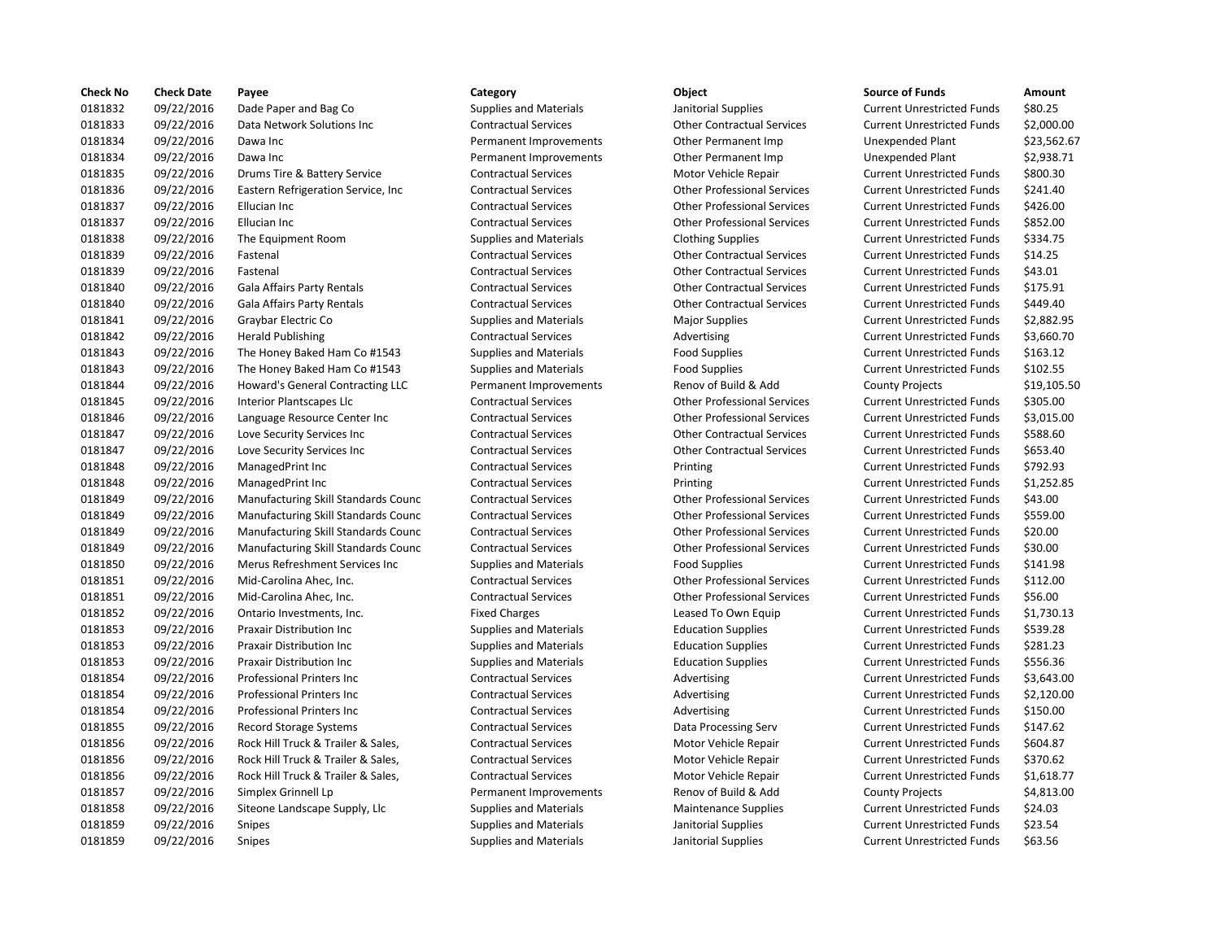| Check No | Check Date | Payee | Category | Object | Source of Funds | Amount |
|---|---|---|---|---|---|---|
| 0181832 | 09/22/2016 | Dade Paper and Bag Co | Supplies and Materials | Janitorial Supplies | Current Unrestricted Funds | $80.25 |
| 0181833 | 09/22/2016 | Data Network Solutions Inc | Contractual Services | Other Contractual Services | Current Unrestricted Funds | $2,000.00 |
| 0181834 | 09/22/2016 | Dawa Inc | Permanent Improvements | Other Permanent Imp | Unexpended Plant | $23,562.67 |
| 0181834 | 09/22/2016 | Dawa Inc | Permanent Improvements | Other Permanent Imp | Unexpended Plant | $2,938.71 |
| 0181835 | 09/22/2016 | Drums Tire & Battery Service | Contractual Services | Motor Vehicle Repair | Current Unrestricted Funds | $800.30 |
| 0181836 | 09/22/2016 | Eastern Refrigeration Service, Inc | Contractual Services | Other Professional Services | Current Unrestricted Funds | $241.40 |
| 0181837 | 09/22/2016 | Ellucian Inc | Contractual Services | Other Professional Services | Current Unrestricted Funds | $426.00 |
| 0181837 | 09/22/2016 | Ellucian Inc | Contractual Services | Other Professional Services | Current Unrestricted Funds | $852.00 |
| 0181838 | 09/22/2016 | The Equipment Room | Supplies and Materials | Clothing Supplies | Current Unrestricted Funds | $334.75 |
| 0181839 | 09/22/2016 | Fastenal | Contractual Services | Other Contractual Services | Current Unrestricted Funds | $14.25 |
| 0181839 | 09/22/2016 | Fastenal | Contractual Services | Other Contractual Services | Current Unrestricted Funds | $43.01 |
| 0181840 | 09/22/2016 | Gala Affairs Party Rentals | Contractual Services | Other Contractual Services | Current Unrestricted Funds | $175.91 |
| 0181840 | 09/22/2016 | Gala Affairs Party Rentals | Contractual Services | Other Contractual Services | Current Unrestricted Funds | $449.40 |
| 0181841 | 09/22/2016 | Graybar Electric Co | Supplies and Materials | Major Supplies | Current Unrestricted Funds | $2,882.95 |
| 0181842 | 09/22/2016 | Herald Publishing | Contractual Services | Advertising | Current Unrestricted Funds | $3,660.70 |
| 0181843 | 09/22/2016 | The Honey Baked Ham Co #1543 | Supplies and Materials | Food Supplies | Current Unrestricted Funds | $163.12 |
| 0181843 | 09/22/2016 | The Honey Baked Ham Co #1543 | Supplies and Materials | Food Supplies | Current Unrestricted Funds | $102.55 |
| 0181844 | 09/22/2016 | Howard's General Contracting LLC | Permanent Improvements | Renov of Build & Add | County Projects | $19,105.50 |
| 0181845 | 09/22/2016 | Interior Plantscapes Llc | Contractual Services | Other Professional Services | Current Unrestricted Funds | $305.00 |
| 0181846 | 09/22/2016 | Language Resource Center Inc | Contractual Services | Other Professional Services | Current Unrestricted Funds | $3,015.00 |
| 0181847 | 09/22/2016 | Love Security Services Inc | Contractual Services | Other Contractual Services | Current Unrestricted Funds | $588.60 |
| 0181847 | 09/22/2016 | Love Security Services Inc | Contractual Services | Other Contractual Services | Current Unrestricted Funds | $653.40 |
| 0181848 | 09/22/2016 | ManagedPrint Inc | Contractual Services | Printing | Current Unrestricted Funds | $792.93 |
| 0181848 | 09/22/2016 | ManagedPrint Inc | Contractual Services | Printing | Current Unrestricted Funds | $1,252.85 |
| 0181849 | 09/22/2016 | Manufacturing Skill Standards Counc | Contractual Services | Other Professional Services | Current Unrestricted Funds | $43.00 |
| 0181849 | 09/22/2016 | Manufacturing Skill Standards Counc | Contractual Services | Other Professional Services | Current Unrestricted Funds | $559.00 |
| 0181849 | 09/22/2016 | Manufacturing Skill Standards Counc | Contractual Services | Other Professional Services | Current Unrestricted Funds | $20.00 |
| 0181849 | 09/22/2016 | Manufacturing Skill Standards Counc | Contractual Services | Other Professional Services | Current Unrestricted Funds | $30.00 |
| 0181850 | 09/22/2016 | Merus Refreshment Services Inc | Supplies and Materials | Food Supplies | Current Unrestricted Funds | $141.98 |
| 0181851 | 09/22/2016 | Mid-Carolina Ahec, Inc. | Contractual Services | Other Professional Services | Current Unrestricted Funds | $112.00 |
| 0181851 | 09/22/2016 | Mid-Carolina Ahec, Inc. | Contractual Services | Other Professional Services | Current Unrestricted Funds | $56.00 |
| 0181852 | 09/22/2016 | Ontario Investments, Inc. | Fixed Charges | Leased To Own Equip | Current Unrestricted Funds | $1,730.13 |
| 0181853 | 09/22/2016 | Praxair Distribution Inc | Supplies and Materials | Education Supplies | Current Unrestricted Funds | $539.28 |
| 0181853 | 09/22/2016 | Praxair Distribution Inc | Supplies and Materials | Education Supplies | Current Unrestricted Funds | $281.23 |
| 0181853 | 09/22/2016 | Praxair Distribution Inc | Supplies and Materials | Education Supplies | Current Unrestricted Funds | $556.36 |
| 0181854 | 09/22/2016 | Professional Printers Inc | Contractual Services | Advertising | Current Unrestricted Funds | $3,643.00 |
| 0181854 | 09/22/2016 | Professional Printers Inc | Contractual Services | Advertising | Current Unrestricted Funds | $2,120.00 |
| 0181854 | 09/22/2016 | Professional Printers Inc | Contractual Services | Advertising | Current Unrestricted Funds | $150.00 |
| 0181855 | 09/22/2016 | Record Storage Systems | Contractual Services | Data Processing Serv | Current Unrestricted Funds | $147.62 |
| 0181856 | 09/22/2016 | Rock Hill Truck & Trailer & Sales, | Contractual Services | Motor Vehicle Repair | Current Unrestricted Funds | $604.87 |
| 0181856 | 09/22/2016 | Rock Hill Truck & Trailer & Sales, | Contractual Services | Motor Vehicle Repair | Current Unrestricted Funds | $370.62 |
| 0181856 | 09/22/2016 | Rock Hill Truck & Trailer & Sales, | Contractual Services | Motor Vehicle Repair | Current Unrestricted Funds | $1,618.77 |
| 0181857 | 09/22/2016 | Simplex Grinnell Lp | Permanent Improvements | Renov of Build & Add | County Projects | $4,813.00 |
| 0181858 | 09/22/2016 | Siteone Landscape Supply, Llc | Supplies and Materials | Maintenance Supplies | Current Unrestricted Funds | $24.03 |
| 0181859 | 09/22/2016 | Snipes | Supplies and Materials | Janitorial Supplies | Current Unrestricted Funds | $23.54 |
| 0181859 | 09/22/2016 | Snipes | Supplies and Materials | Janitorial Supplies | Current Unrestricted Funds | $63.56 |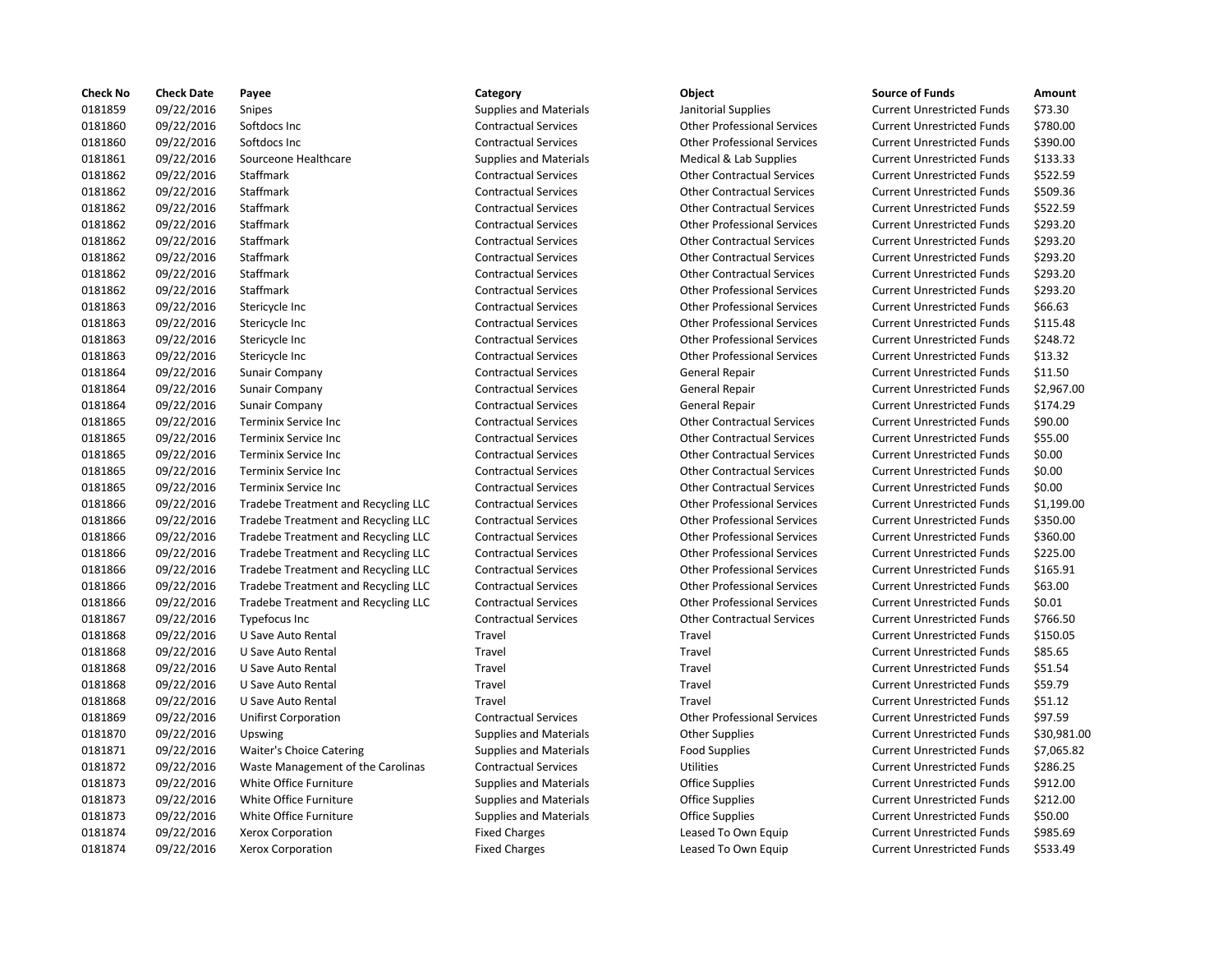| Check No | Check Date | Payee | Category | Object | Source of Funds | Amount |
|---|---|---|---|---|---|---|
| 0181859 | 09/22/2016 | Snipes | Supplies and Materials | Janitorial Supplies | Current Unrestricted Funds | $73.30 |
| 0181860 | 09/22/2016 | Softdocs Inc | Contractual Services | Other Professional Services | Current Unrestricted Funds | $780.00 |
| 0181860 | 09/22/2016 | Softdocs Inc | Contractual Services | Other Professional Services | Current Unrestricted Funds | $390.00 |
| 0181861 | 09/22/2016 | Sourceone Healthcare | Supplies and Materials | Medical & Lab Supplies | Current Unrestricted Funds | $133.33 |
| 0181862 | 09/22/2016 | Staffmark | Contractual Services | Other Contractual Services | Current Unrestricted Funds | $522.59 |
| 0181862 | 09/22/2016 | Staffmark | Contractual Services | Other Contractual Services | Current Unrestricted Funds | $509.36 |
| 0181862 | 09/22/2016 | Staffmark | Contractual Services | Other Contractual Services | Current Unrestricted Funds | $522.59 |
| 0181862 | 09/22/2016 | Staffmark | Contractual Services | Other Professional Services | Current Unrestricted Funds | $293.20 |
| 0181862 | 09/22/2016 | Staffmark | Contractual Services | Other Contractual Services | Current Unrestricted Funds | $293.20 |
| 0181862 | 09/22/2016 | Staffmark | Contractual Services | Other Contractual Services | Current Unrestricted Funds | $293.20 |
| 0181862 | 09/22/2016 | Staffmark | Contractual Services | Other Contractual Services | Current Unrestricted Funds | $293.20 |
| 0181862 | 09/22/2016 | Staffmark | Contractual Services | Other Professional Services | Current Unrestricted Funds | $293.20 |
| 0181863 | 09/22/2016 | Stericycle Inc | Contractual Services | Other Professional Services | Current Unrestricted Funds | $66.63 |
| 0181863 | 09/22/2016 | Stericycle Inc | Contractual Services | Other Professional Services | Current Unrestricted Funds | $115.48 |
| 0181863 | 09/22/2016 | Stericycle Inc | Contractual Services | Other Professional Services | Current Unrestricted Funds | $248.72 |
| 0181863 | 09/22/2016 | Stericycle Inc | Contractual Services | Other Professional Services | Current Unrestricted Funds | $13.32 |
| 0181864 | 09/22/2016 | Sunair Company | Contractual Services | General Repair | Current Unrestricted Funds | $11.50 |
| 0181864 | 09/22/2016 | Sunair Company | Contractual Services | General Repair | Current Unrestricted Funds | $2,967.00 |
| 0181864 | 09/22/2016 | Sunair Company | Contractual Services | General Repair | Current Unrestricted Funds | $174.29 |
| 0181865 | 09/22/2016 | Terminix Service Inc | Contractual Services | Other Contractual Services | Current Unrestricted Funds | $90.00 |
| 0181865 | 09/22/2016 | Terminix Service Inc | Contractual Services | Other Contractual Services | Current Unrestricted Funds | $55.00 |
| 0181865 | 09/22/2016 | Terminix Service Inc | Contractual Services | Other Contractual Services | Current Unrestricted Funds | $0.00 |
| 0181865 | 09/22/2016 | Terminix Service Inc | Contractual Services | Other Contractual Services | Current Unrestricted Funds | $0.00 |
| 0181865 | 09/22/2016 | Terminix Service Inc | Contractual Services | Other Contractual Services | Current Unrestricted Funds | $0.00 |
| 0181866 | 09/22/2016 | Tradebe Treatment and Recycling LLC | Contractual Services | Other Professional Services | Current Unrestricted Funds | $1,199.00 |
| 0181866 | 09/22/2016 | Tradebe Treatment and Recycling LLC | Contractual Services | Other Professional Services | Current Unrestricted Funds | $350.00 |
| 0181866 | 09/22/2016 | Tradebe Treatment and Recycling LLC | Contractual Services | Other Professional Services | Current Unrestricted Funds | $360.00 |
| 0181866 | 09/22/2016 | Tradebe Treatment and Recycling LLC | Contractual Services | Other Professional Services | Current Unrestricted Funds | $225.00 |
| 0181866 | 09/22/2016 | Tradebe Treatment and Recycling LLC | Contractual Services | Other Professional Services | Current Unrestricted Funds | $165.91 |
| 0181866 | 09/22/2016 | Tradebe Treatment and Recycling LLC | Contractual Services | Other Professional Services | Current Unrestricted Funds | $63.00 |
| 0181866 | 09/22/2016 | Tradebe Treatment and Recycling LLC | Contractual Services | Other Professional Services | Current Unrestricted Funds | $0.01 |
| 0181867 | 09/22/2016 | Typefocus Inc | Contractual Services | Other Contractual Services | Current Unrestricted Funds | $766.50 |
| 0181868 | 09/22/2016 | U Save Auto Rental | Travel | Travel | Current Unrestricted Funds | $150.05 |
| 0181868 | 09/22/2016 | U Save Auto Rental | Travel | Travel | Current Unrestricted Funds | $85.65 |
| 0181868 | 09/22/2016 | U Save Auto Rental | Travel | Travel | Current Unrestricted Funds | $51.54 |
| 0181868 | 09/22/2016 | U Save Auto Rental | Travel | Travel | Current Unrestricted Funds | $59.79 |
| 0181868 | 09/22/2016 | U Save Auto Rental | Travel | Travel | Current Unrestricted Funds | $51.12 |
| 0181869 | 09/22/2016 | Unifirst Corporation | Contractual Services | Other Professional Services | Current Unrestricted Funds | $97.59 |
| 0181870 | 09/22/2016 | Upswing | Supplies and Materials | Other Supplies | Current Unrestricted Funds | $30,981.00 |
| 0181871 | 09/22/2016 | Waiter's Choice Catering | Supplies and Materials | Food Supplies | Current Unrestricted Funds | $7,065.82 |
| 0181872 | 09/22/2016 | Waste Management of the Carolinas | Contractual Services | Utilities | Current Unrestricted Funds | $286.25 |
| 0181873 | 09/22/2016 | White Office Furniture | Supplies and Materials | Office Supplies | Current Unrestricted Funds | $912.00 |
| 0181873 | 09/22/2016 | White Office Furniture | Supplies and Materials | Office Supplies | Current Unrestricted Funds | $212.00 |
| 0181873 | 09/22/2016 | White Office Furniture | Supplies and Materials | Office Supplies | Current Unrestricted Funds | $50.00 |
| 0181874 | 09/22/2016 | Xerox Corporation | Fixed Charges | Leased To Own Equip | Current Unrestricted Funds | $985.69 |
| 0181874 | 09/22/2016 | Xerox Corporation | Fixed Charges | Leased To Own Equip | Current Unrestricted Funds | $533.49 |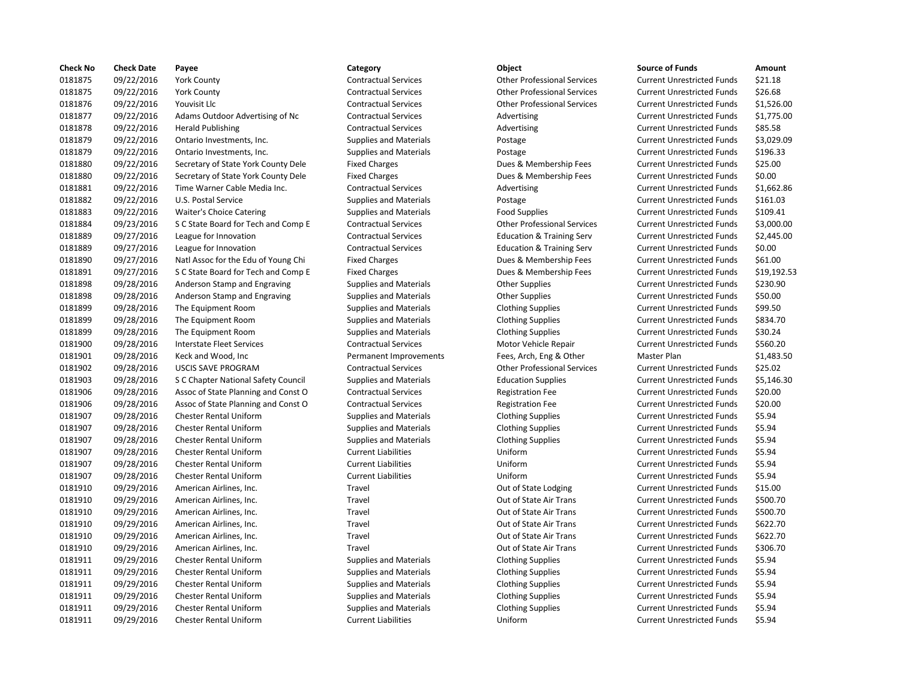| Check No | Check Date | Payee | Category | Object | Source of Funds | Amount |
| --- | --- | --- | --- | --- | --- | --- |
| 0181875 | 09/22/2016 | York County | Contractual Services | Other Professional Services | Current Unrestricted Funds | $21.18 |
| 0181875 | 09/22/2016 | York County | Contractual Services | Other Professional Services | Current Unrestricted Funds | $26.68 |
| 0181876 | 09/22/2016 | Youvisit Llc | Contractual Services | Other Professional Services | Current Unrestricted Funds | $1,526.00 |
| 0181877 | 09/22/2016 | Adams Outdoor Advertising of Nc | Contractual Services | Advertising | Current Unrestricted Funds | $1,775.00 |
| 0181878 | 09/22/2016 | Herald Publishing | Contractual Services | Advertising | Current Unrestricted Funds | $85.58 |
| 0181879 | 09/22/2016 | Ontario Investments, Inc. | Supplies and Materials | Postage | Current Unrestricted Funds | $3,029.09 |
| 0181879 | 09/22/2016 | Ontario Investments, Inc. | Supplies and Materials | Postage | Current Unrestricted Funds | $196.33 |
| 0181880 | 09/22/2016 | Secretary of State York County Dele | Fixed Charges | Dues & Membership Fees | Current Unrestricted Funds | $25.00 |
| 0181880 | 09/22/2016 | Secretary of State York County Dele | Fixed Charges | Dues & Membership Fees | Current Unrestricted Funds | $0.00 |
| 0181881 | 09/22/2016 | Time Warner Cable Media Inc. | Contractual Services | Advertising | Current Unrestricted Funds | $1,662.86 |
| 0181882 | 09/22/2016 | U.S. Postal Service | Supplies and Materials | Postage | Current Unrestricted Funds | $161.03 |
| 0181883 | 09/22/2016 | Waiter's Choice Catering | Supplies and Materials | Food Supplies | Current Unrestricted Funds | $109.41 |
| 0181884 | 09/23/2016 | S C State Board for Tech and Comp E | Contractual Services | Other Professional Services | Current Unrestricted Funds | $3,000.00 |
| 0181889 | 09/27/2016 | League for Innovation | Contractual Services | Education & Training Serv | Current Unrestricted Funds | $2,445.00 |
| 0181889 | 09/27/2016 | League for Innovation | Contractual Services | Education & Training Serv | Current Unrestricted Funds | $0.00 |
| 0181890 | 09/27/2016 | Natl Assoc for the Edu of Young Chi | Fixed Charges | Dues & Membership Fees | Current Unrestricted Funds | $61.00 |
| 0181891 | 09/27/2016 | S C State Board for Tech and Comp E | Fixed Charges | Dues & Membership Fees | Current Unrestricted Funds | $19,192.53 |
| 0181898 | 09/28/2016 | Anderson Stamp and Engraving | Supplies and Materials | Other Supplies | Current Unrestricted Funds | $230.90 |
| 0181898 | 09/28/2016 | Anderson Stamp and Engraving | Supplies and Materials | Other Supplies | Current Unrestricted Funds | $50.00 |
| 0181899 | 09/28/2016 | The Equipment Room | Supplies and Materials | Clothing Supplies | Current Unrestricted Funds | $99.50 |
| 0181899 | 09/28/2016 | The Equipment Room | Supplies and Materials | Clothing Supplies | Current Unrestricted Funds | $834.70 |
| 0181899 | 09/28/2016 | The Equipment Room | Supplies and Materials | Clothing Supplies | Current Unrestricted Funds | $30.24 |
| 0181900 | 09/28/2016 | Interstate Fleet Services | Contractual Services | Motor Vehicle Repair | Current Unrestricted Funds | $560.20 |
| 0181901 | 09/28/2016 | Keck and Wood, Inc | Permanent Improvements | Fees, Arch, Eng & Other | Master Plan | $1,483.50 |
| 0181902 | 09/28/2016 | USCIS SAVE PROGRAM | Contractual Services | Other Professional Services | Current Unrestricted Funds | $25.02 |
| 0181903 | 09/28/2016 | S C Chapter National Safety Council | Supplies and Materials | Education Supplies | Current Unrestricted Funds | $5,146.30 |
| 0181906 | 09/28/2016 | Assoc of State Planning and Const O | Contractual Services | Registration Fee | Current Unrestricted Funds | $20.00 |
| 0181906 | 09/28/2016 | Assoc of State Planning and Const O | Contractual Services | Registration Fee | Current Unrestricted Funds | $20.00 |
| 0181907 | 09/28/2016 | Chester Rental Uniform | Supplies and Materials | Clothing Supplies | Current Unrestricted Funds | $5.94 |
| 0181907 | 09/28/2016 | Chester Rental Uniform | Supplies and Materials | Clothing Supplies | Current Unrestricted Funds | $5.94 |
| 0181907 | 09/28/2016 | Chester Rental Uniform | Supplies and Materials | Clothing Supplies | Current Unrestricted Funds | $5.94 |
| 0181907 | 09/28/2016 | Chester Rental Uniform | Current Liabilities | Uniform | Current Unrestricted Funds | $5.94 |
| 0181907 | 09/28/2016 | Chester Rental Uniform | Current Liabilities | Uniform | Current Unrestricted Funds | $5.94 |
| 0181907 | 09/28/2016 | Chester Rental Uniform | Current Liabilities | Uniform | Current Unrestricted Funds | $5.94 |
| 0181910 | 09/29/2016 | American Airlines, Inc. | Travel | Out of State Lodging | Current Unrestricted Funds | $15.00 |
| 0181910 | 09/29/2016 | American Airlines, Inc. | Travel | Out of State Air Trans | Current Unrestricted Funds | $500.70 |
| 0181910 | 09/29/2016 | American Airlines, Inc. | Travel | Out of State Air Trans | Current Unrestricted Funds | $500.70 |
| 0181910 | 09/29/2016 | American Airlines, Inc. | Travel | Out of State Air Trans | Current Unrestricted Funds | $622.70 |
| 0181910 | 09/29/2016 | American Airlines, Inc. | Travel | Out of State Air Trans | Current Unrestricted Funds | $622.70 |
| 0181910 | 09/29/2016 | American Airlines, Inc. | Travel | Out of State Air Trans | Current Unrestricted Funds | $306.70 |
| 0181911 | 09/29/2016 | Chester Rental Uniform | Supplies and Materials | Clothing Supplies | Current Unrestricted Funds | $5.94 |
| 0181911 | 09/29/2016 | Chester Rental Uniform | Supplies and Materials | Clothing Supplies | Current Unrestricted Funds | $5.94 |
| 0181911 | 09/29/2016 | Chester Rental Uniform | Supplies and Materials | Clothing Supplies | Current Unrestricted Funds | $5.94 |
| 0181911 | 09/29/2016 | Chester Rental Uniform | Supplies and Materials | Clothing Supplies | Current Unrestricted Funds | $5.94 |
| 0181911 | 09/29/2016 | Chester Rental Uniform | Supplies and Materials | Clothing Supplies | Current Unrestricted Funds | $5.94 |
| 0181911 | 09/29/2016 | Chester Rental Uniform | Current Liabilities | Uniform | Current Unrestricted Funds | $5.94 |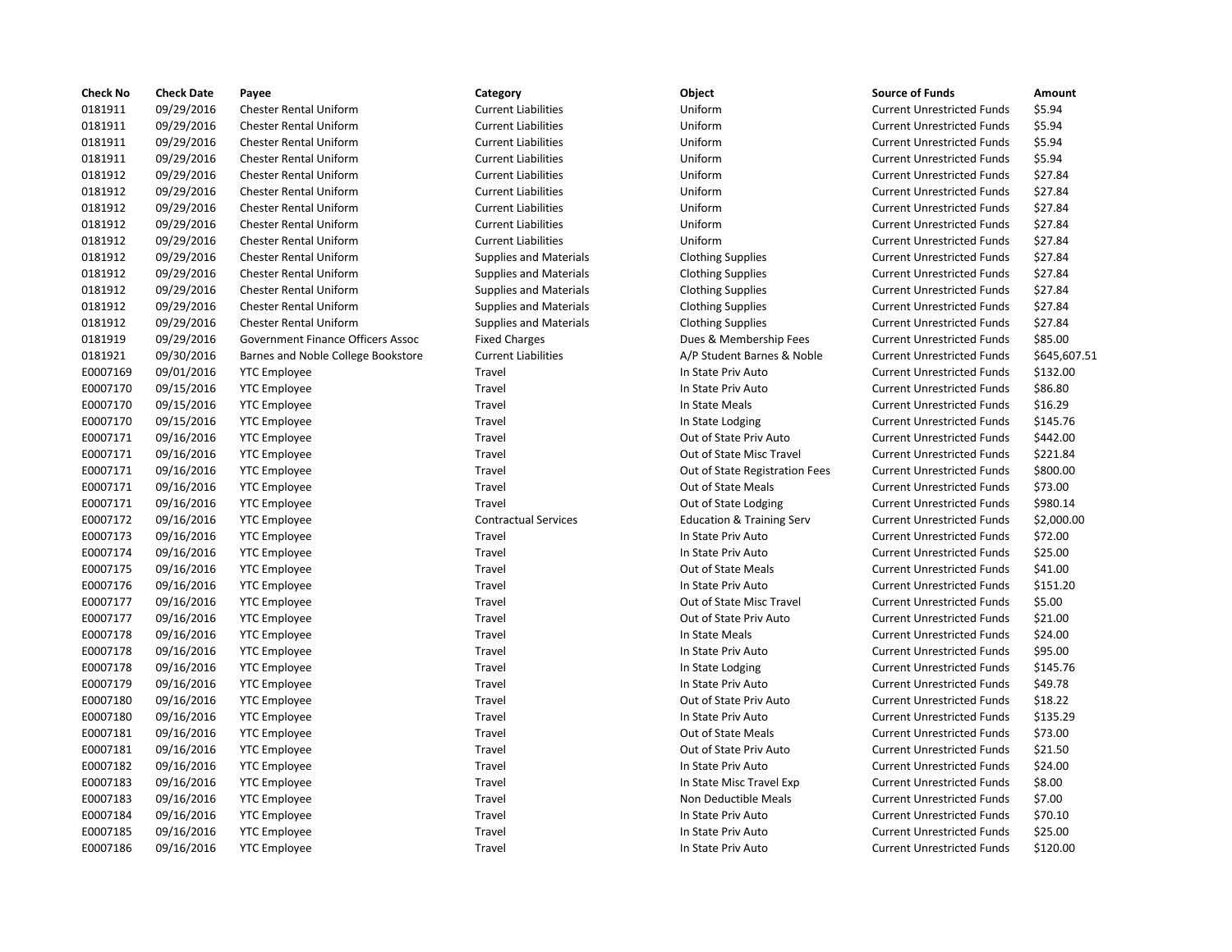| Check No | Check Date | Payee | Category | Object | Source of Funds | Amount |
|---|---|---|---|---|---|---|
| 0181911 | 09/29/2016 | Chester Rental Uniform | Current Liabilities | Uniform | Current Unrestricted Funds | $5.94 |
| 0181911 | 09/29/2016 | Chester Rental Uniform | Current Liabilities | Uniform | Current Unrestricted Funds | $5.94 |
| 0181911 | 09/29/2016 | Chester Rental Uniform | Current Liabilities | Uniform | Current Unrestricted Funds | $5.94 |
| 0181911 | 09/29/2016 | Chester Rental Uniform | Current Liabilities | Uniform | Current Unrestricted Funds | $5.94 |
| 0181912 | 09/29/2016 | Chester Rental Uniform | Current Liabilities | Uniform | Current Unrestricted Funds | $27.84 |
| 0181912 | 09/29/2016 | Chester Rental Uniform | Current Liabilities | Uniform | Current Unrestricted Funds | $27.84 |
| 0181912 | 09/29/2016 | Chester Rental Uniform | Current Liabilities | Uniform | Current Unrestricted Funds | $27.84 |
| 0181912 | 09/29/2016 | Chester Rental Uniform | Current Liabilities | Uniform | Current Unrestricted Funds | $27.84 |
| 0181912 | 09/29/2016 | Chester Rental Uniform | Current Liabilities | Uniform | Current Unrestricted Funds | $27.84 |
| 0181912 | 09/29/2016 | Chester Rental Uniform | Supplies and Materials | Clothing Supplies | Current Unrestricted Funds | $27.84 |
| 0181912 | 09/29/2016 | Chester Rental Uniform | Supplies and Materials | Clothing Supplies | Current Unrestricted Funds | $27.84 |
| 0181912 | 09/29/2016 | Chester Rental Uniform | Supplies and Materials | Clothing Supplies | Current Unrestricted Funds | $27.84 |
| 0181912 | 09/29/2016 | Chester Rental Uniform | Supplies and Materials | Clothing Supplies | Current Unrestricted Funds | $27.84 |
| 0181912 | 09/29/2016 | Chester Rental Uniform | Supplies and Materials | Clothing Supplies | Current Unrestricted Funds | $27.84 |
| 0181919 | 09/29/2016 | Government Finance Officers Assoc | Fixed Charges | Dues & Membership Fees | Current Unrestricted Funds | $85.00 |
| 0181921 | 09/30/2016 | Barnes and Noble College Bookstore | Current Liabilities | A/P Student Barnes & Noble | Current Unrestricted Funds | $645,607.51 |
| E0007169 | 09/01/2016 | YTC Employee | Travel | In State Priv Auto | Current Unrestricted Funds | $132.00 |
| E0007170 | 09/15/2016 | YTC Employee | Travel | In State Priv Auto | Current Unrestricted Funds | $86.80 |
| E0007170 | 09/15/2016 | YTC Employee | Travel | In State Meals | Current Unrestricted Funds | $16.29 |
| E0007170 | 09/15/2016 | YTC Employee | Travel | In State Lodging | Current Unrestricted Funds | $145.76 |
| E0007171 | 09/16/2016 | YTC Employee | Travel | Out of State Priv Auto | Current Unrestricted Funds | $442.00 |
| E0007171 | 09/16/2016 | YTC Employee | Travel | Out of State Misc Travel | Current Unrestricted Funds | $221.84 |
| E0007171 | 09/16/2016 | YTC Employee | Travel | Out of State Registration Fees | Current Unrestricted Funds | $800.00 |
| E0007171 | 09/16/2016 | YTC Employee | Travel | Out of State Meals | Current Unrestricted Funds | $73.00 |
| E0007171 | 09/16/2016 | YTC Employee | Travel | Out of State Lodging | Current Unrestricted Funds | $980.14 |
| E0007172 | 09/16/2016 | YTC Employee | Contractual Services | Education & Training Serv | Current Unrestricted Funds | $2,000.00 |
| E0007173 | 09/16/2016 | YTC Employee | Travel | In State Priv Auto | Current Unrestricted Funds | $72.00 |
| E0007174 | 09/16/2016 | YTC Employee | Travel | In State Priv Auto | Current Unrestricted Funds | $25.00 |
| E0007175 | 09/16/2016 | YTC Employee | Travel | Out of State Meals | Current Unrestricted Funds | $41.00 |
| E0007176 | 09/16/2016 | YTC Employee | Travel | In State Priv Auto | Current Unrestricted Funds | $151.20 |
| E0007177 | 09/16/2016 | YTC Employee | Travel | Out of State Misc Travel | Current Unrestricted Funds | $5.00 |
| E0007177 | 09/16/2016 | YTC Employee | Travel | Out of State Priv Auto | Current Unrestricted Funds | $21.00 |
| E0007178 | 09/16/2016 | YTC Employee | Travel | In State Meals | Current Unrestricted Funds | $24.00 |
| E0007178 | 09/16/2016 | YTC Employee | Travel | In State Priv Auto | Current Unrestricted Funds | $95.00 |
| E0007178 | 09/16/2016 | YTC Employee | Travel | In State Lodging | Current Unrestricted Funds | $145.76 |
| E0007179 | 09/16/2016 | YTC Employee | Travel | In State Priv Auto | Current Unrestricted Funds | $49.78 |
| E0007180 | 09/16/2016 | YTC Employee | Travel | Out of State Priv Auto | Current Unrestricted Funds | $18.22 |
| E0007180 | 09/16/2016 | YTC Employee | Travel | In State Priv Auto | Current Unrestricted Funds | $135.29 |
| E0007181 | 09/16/2016 | YTC Employee | Travel | Out of State Meals | Current Unrestricted Funds | $73.00 |
| E0007181 | 09/16/2016 | YTC Employee | Travel | Out of State Priv Auto | Current Unrestricted Funds | $21.50 |
| E0007182 | 09/16/2016 | YTC Employee | Travel | In State Priv Auto | Current Unrestricted Funds | $24.00 |
| E0007183 | 09/16/2016 | YTC Employee | Travel | In State Misc Travel Exp | Current Unrestricted Funds | $8.00 |
| E0007183 | 09/16/2016 | YTC Employee | Travel | Non Deductible Meals | Current Unrestricted Funds | $7.00 |
| E0007184 | 09/16/2016 | YTC Employee | Travel | In State Priv Auto | Current Unrestricted Funds | $70.10 |
| E0007185 | 09/16/2016 | YTC Employee | Travel | In State Priv Auto | Current Unrestricted Funds | $25.00 |
| E0007186 | 09/16/2016 | YTC Employee | Travel | In State Priv Auto | Current Unrestricted Funds | $120.00 |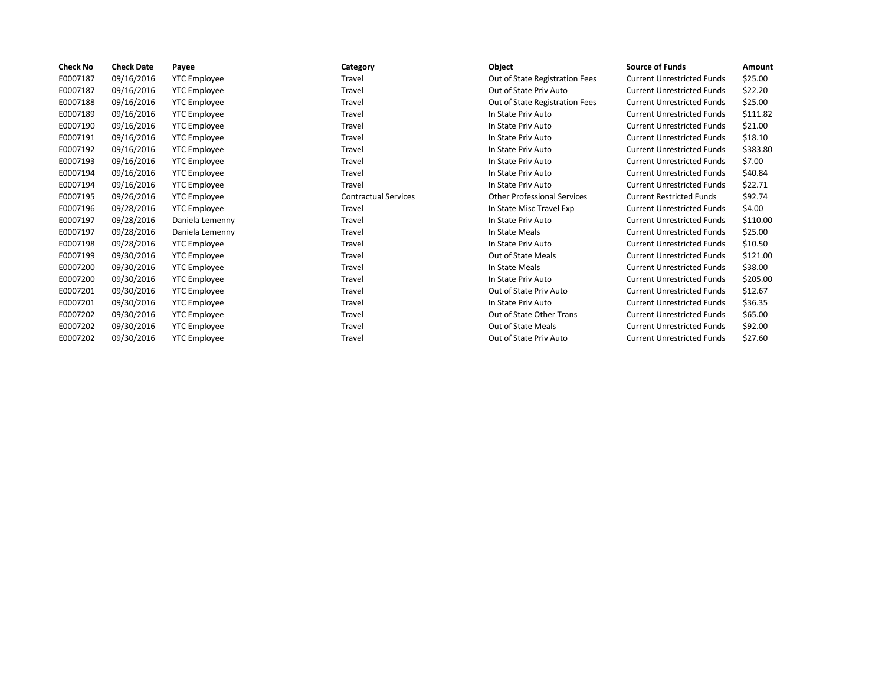| Check No | Check Date | Payee | Category | Object | Source of Funds | Amount |
|---|---|---|---|---|---|---|
| E0007187 | 09/16/2016 | YTC Employee | Travel | Out of State Registration Fees | Current Unrestricted Funds | $25.00 |
| E0007187 | 09/16/2016 | YTC Employee | Travel | Out of State Priv Auto | Current Unrestricted Funds | $22.20 |
| E0007188 | 09/16/2016 | YTC Employee | Travel | Out of State Registration Fees | Current Unrestricted Funds | $25.00 |
| E0007189 | 09/16/2016 | YTC Employee | Travel | In State Priv Auto | Current Unrestricted Funds | $111.82 |
| E0007190 | 09/16/2016 | YTC Employee | Travel | In State Priv Auto | Current Unrestricted Funds | $21.00 |
| E0007191 | 09/16/2016 | YTC Employee | Travel | In State Priv Auto | Current Unrestricted Funds | $18.10 |
| E0007192 | 09/16/2016 | YTC Employee | Travel | In State Priv Auto | Current Unrestricted Funds | $383.80 |
| E0007193 | 09/16/2016 | YTC Employee | Travel | In State Priv Auto | Current Unrestricted Funds | $7.00 |
| E0007194 | 09/16/2016 | YTC Employee | Travel | In State Priv Auto | Current Unrestricted Funds | $40.84 |
| E0007194 | 09/16/2016 | YTC Employee | Travel | In State Priv Auto | Current Unrestricted Funds | $22.71 |
| E0007195 | 09/26/2016 | YTC Employee | Contractual Services | Other Professional Services | Current Restricted Funds | $92.74 |
| E0007196 | 09/28/2016 | YTC Employee | Travel | In State Misc Travel Exp | Current Unrestricted Funds | $4.00 |
| E0007197 | 09/28/2016 | Daniela Lemenny | Travel | In State Priv Auto | Current Unrestricted Funds | $110.00 |
| E0007197 | 09/28/2016 | Daniela Lemenny | Travel | In State Meals | Current Unrestricted Funds | $25.00 |
| E0007198 | 09/28/2016 | YTC Employee | Travel | In State Priv Auto | Current Unrestricted Funds | $10.50 |
| E0007199 | 09/30/2016 | YTC Employee | Travel | Out of State Meals | Current Unrestricted Funds | $121.00 |
| E0007200 | 09/30/2016 | YTC Employee | Travel | In State Meals | Current Unrestricted Funds | $38.00 |
| E0007200 | 09/30/2016 | YTC Employee | Travel | In State Priv Auto | Current Unrestricted Funds | $205.00 |
| E0007201 | 09/30/2016 | YTC Employee | Travel | Out of State Priv Auto | Current Unrestricted Funds | $12.67 |
| E0007201 | 09/30/2016 | YTC Employee | Travel | In State Priv Auto | Current Unrestricted Funds | $36.35 |
| E0007202 | 09/30/2016 | YTC Employee | Travel | Out of State Other Trans | Current Unrestricted Funds | $65.00 |
| E0007202 | 09/30/2016 | YTC Employee | Travel | Out of State Meals | Current Unrestricted Funds | $92.00 |
| E0007202 | 09/30/2016 | YTC Employee | Travel | Out of State Priv Auto | Current Unrestricted Funds | $27.60 |